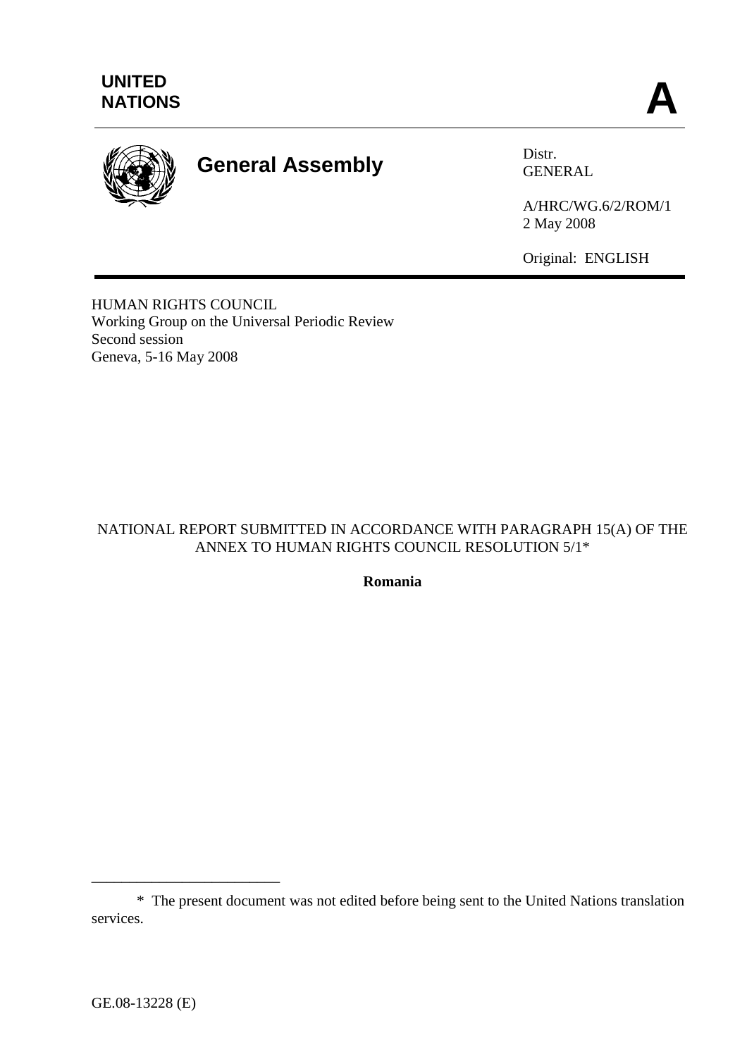UNITED NATIONS

A

**General Assembly**

Distr.
GENERAL

A/HRC/WG.6/2/ROM/1
2 May 2008

Original: ENGLISH

HUMAN RIGHTS COUNCIL
Working Group on the Universal Periodic Review
Second session
Geneva, 5-16 May 2008

NATIONAL REPORT SUBMITTED IN ACCORDANCE WITH PARAGRAPH 15(A) OF THE ANNEX TO HUMAN RIGHTS COUNCIL RESOLUTION 5/1*

**Romania**

---

\* The present document was not edited before being sent to the United Nations translation services.

GE.08-13228 (E)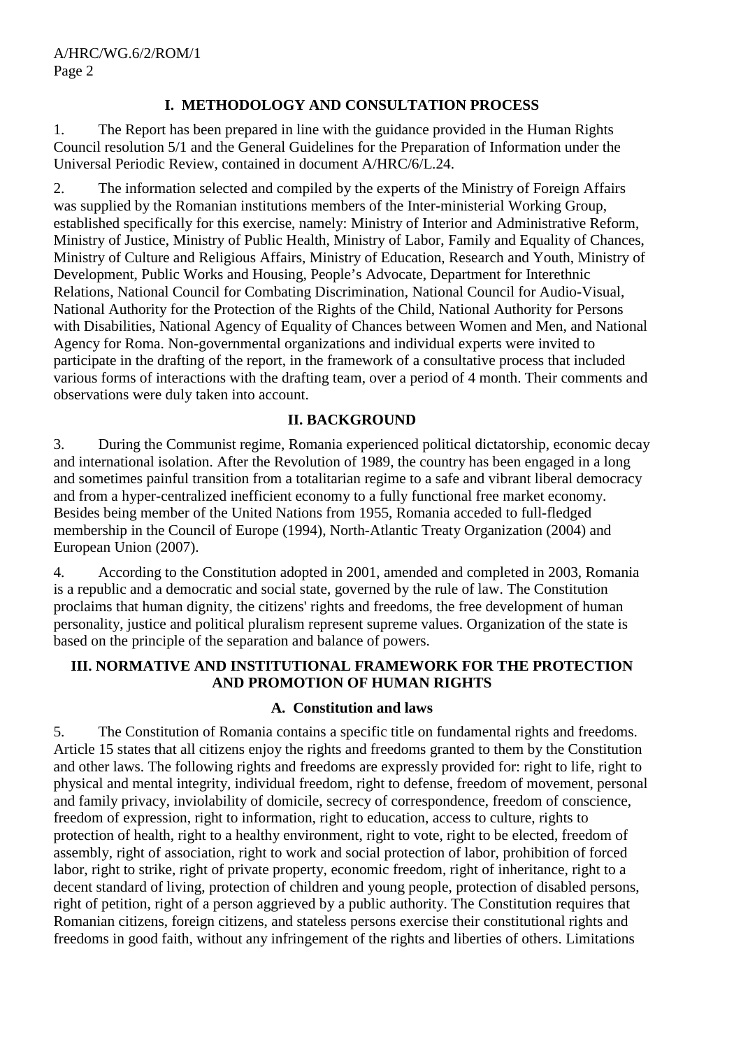## I. METHODOLOGY AND CONSULTATION PROCESS

1. The Report has been prepared in line with the guidance provided in the Human Rights Council resolution 5/1 and the General Guidelines for the Preparation of Information under the Universal Periodic Review, contained in document A/HRC/6/L.24.

2. The information selected and compiled by the experts of the Ministry of Foreign Affairs was supplied by the Romanian institutions members of the Inter-ministerial Working Group, established specifically for this exercise, namely: Ministry of Interior and Administrative Reform, Ministry of Justice, Ministry of Public Health, Ministry of Labor, Family and Equality of Chances, Ministry of Culture and Religious Affairs, Ministry of Education, Research and Youth, Ministry of Development, Public Works and Housing, People's Advocate, Department for Interethnic Relations, National Council for Combating Discrimination, National Council for Audio-Visual, National Authority for the Protection of the Rights of the Child, National Authority for Persons with Disabilities, National Agency of Equality of Chances between Women and Men, and National Agency for Roma. Non-governmental organizations and individual experts were invited to participate in the drafting of the report, in the framework of a consultative process that included various forms of interactions with the drafting team, over a period of 4 month. Their comments and observations were duly taken into account.

## II. BACKGROUND

3. During the Communist regime, Romania experienced political dictatorship, economic decay and international isolation. After the Revolution of 1989, the country has been engaged in a long and sometimes painful transition from a totalitarian regime to a safe and vibrant liberal democracy and from a hyper-centralized inefficient economy to a fully functional free market economy. Besides being member of the United Nations from 1955, Romania acceded to full-fledged membership in the Council of Europe (1994), North-Atlantic Treaty Organization (2004) and European Union (2007).

4. According to the Constitution adopted in 2001, amended and completed in 2003, Romania is a republic and a democratic and social state, governed by the rule of law. The Constitution proclaims that human dignity, the citizens' rights and freedoms, the free development of human personality, justice and political pluralism represent supreme values. Organization of the state is based on the principle of the separation and balance of powers.

## III. NORMATIVE AND INSTITUTIONAL FRAMEWORK FOR THE PROTECTION AND PROMOTION OF HUMAN RIGHTS

### A. Constitution and laws

5. The Constitution of Romania contains a specific title on fundamental rights and freedoms. Article 15 states that all citizens enjoy the rights and freedoms granted to them by the Constitution and other laws. The following rights and freedoms are expressly provided for: right to life, right to physical and mental integrity, individual freedom, right to defense, freedom of movement, personal and family privacy, inviolability of domicile, secrecy of correspondence, freedom of conscience, freedom of expression, right to information, right to education, access to culture, rights to protection of health, right to a healthy environment, right to vote, right to be elected, freedom of assembly, right of association, right to work and social protection of labor, prohibition of forced labor, right to strike, right of private property, economic freedom, right of inheritance, right to a decent standard of living, protection of children and young people, protection of disabled persons, right of petition, right of a person aggrieved by a public authority. The Constitution requires that Romanian citizens, foreign citizens, and stateless persons exercise their constitutional rights and freedoms in good faith, without any infringement of the rights and liberties of others. Limitations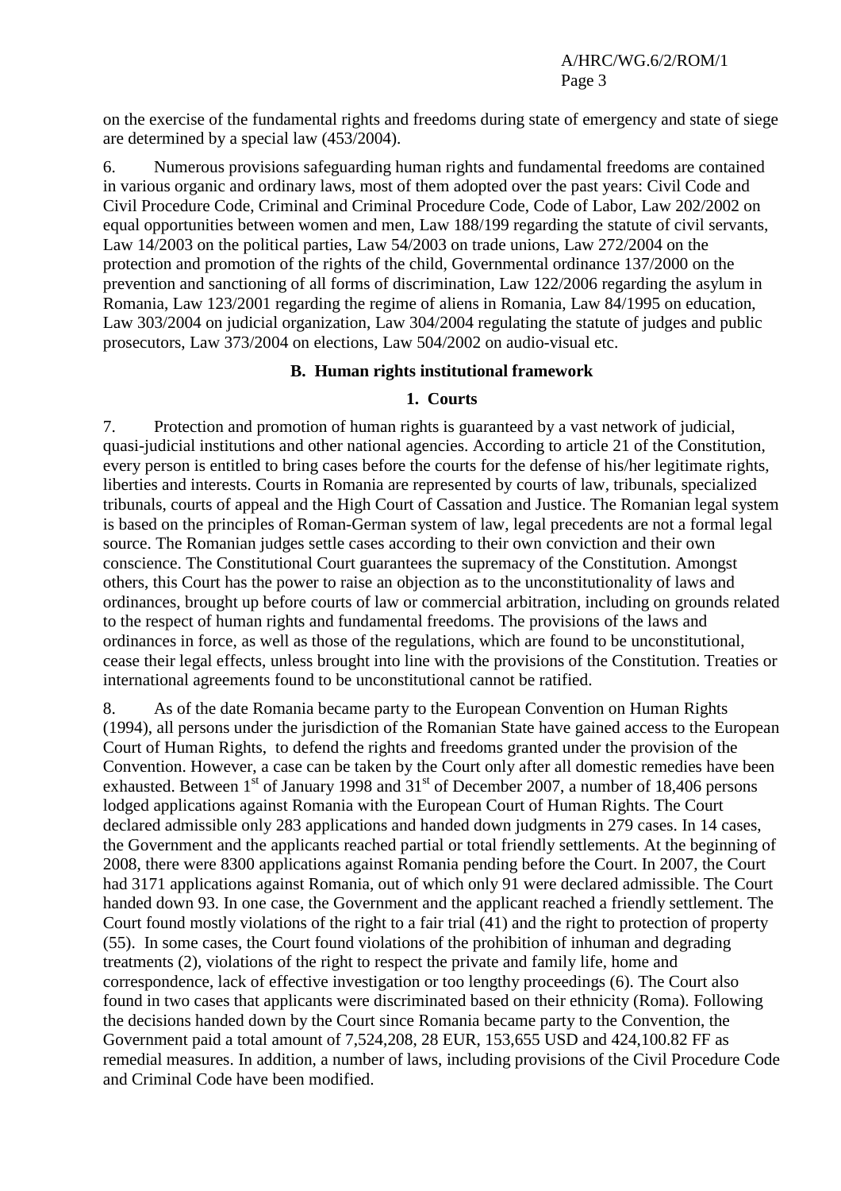on the exercise of the fundamental rights and freedoms during state of emergency and state of siege are determined by a special law (453/2004).

6. Numerous provisions safeguarding human rights and fundamental freedoms are contained in various organic and ordinary laws, most of them adopted over the past years: Civil Code and Civil Procedure Code, Criminal and Criminal Procedure Code, Code of Labor, Law 202/2002 on equal opportunities between women and men, Law 188/199 regarding the statute of civil servants, Law 14/2003 on the political parties, Law 54/2003 on trade unions, Law 272/2004 on the protection and promotion of the rights of the child, Governmental ordinance 137/2000 on the prevention and sanctioning of all forms of discrimination, Law 122/2006 regarding the asylum in Romania, Law 123/2001 regarding the regime of aliens in Romania, Law 84/1995 on education, Law 303/2004 on judicial organization, Law 304/2004 regulating the statute of judges and public prosecutors, Law 373/2004 on elections, Law 504/2002 on audio-visual etc.

## B. Human rights institutional framework

### 1. Courts

7. Protection and promotion of human rights is guaranteed by a vast network of judicial, quasi-judicial institutions and other national agencies. According to article 21 of the Constitution, every person is entitled to bring cases before the courts for the defense of his/her legitimate rights, liberties and interests. Courts in Romania are represented by courts of law, tribunals, specialized tribunals, courts of appeal and the High Court of Cassation and Justice. The Romanian legal system is based on the principles of Roman-German system of law, legal precedents are not a formal legal source. The Romanian judges settle cases according to their own conviction and their own conscience. The Constitutional Court guarantees the supremacy of the Constitution. Amongst others, this Court has the power to raise an objection as to the unconstitutionality of laws and ordinances, brought up before courts of law or commercial arbitration, including on grounds related to the respect of human rights and fundamental freedoms. The provisions of the laws and ordinances in force, as well as those of the regulations, which are found to be unconstitutional, cease their legal effects, unless brought into line with the provisions of the Constitution. Treaties or international agreements found to be unconstitutional cannot be ratified.

8. As of the date Romania became party to the European Convention on Human Rights (1994), all persons under the jurisdiction of the Romanian State have gained access to the European Court of Human Rights, to defend the rights and freedoms granted under the provision of the Convention. However, a case can be taken by the Court only after all domestic remedies have been exhausted. Between 1st of January 1998 and 31st of December 2007, a number of 18,406 persons lodged applications against Romania with the European Court of Human Rights. The Court declared admissible only 283 applications and handed down judgments in 279 cases. In 14 cases, the Government and the applicants reached partial or total friendly settlements. At the beginning of 2008, there were 8300 applications against Romania pending before the Court. In 2007, the Court had 3171 applications against Romania, out of which only 91 were declared admissible. The Court handed down 93. In one case, the Government and the applicant reached a friendly settlement. The Court found mostly violations of the right to a fair trial (41) and the right to protection of property (55). In some cases, the Court found violations of the prohibition of inhuman and degrading treatments (2), violations of the right to respect the private and family life, home and correspondence, lack of effective investigation or too lengthy proceedings (6). The Court also found in two cases that applicants were discriminated based on their ethnicity (Roma). Following the decisions handed down by the Court since Romania became party to the Convention, the Government paid a total amount of 7,524,208, 28 EUR, 153,655 USD and 424,100.82 FF as remedial measures. In addition, a number of laws, including provisions of the Civil Procedure Code and Criminal Code have been modified.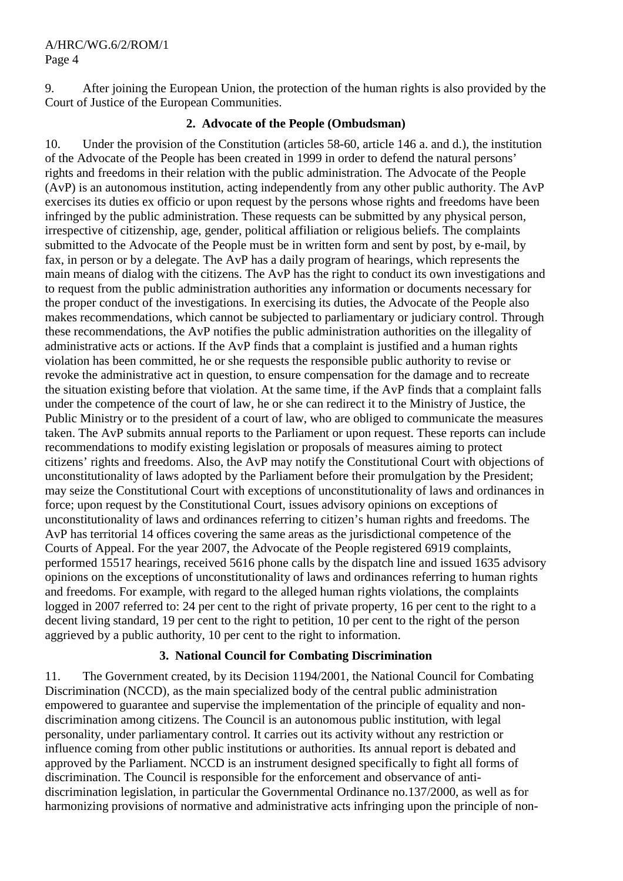9. After joining the European Union, the protection of the human rights is also provided by the Court of Justice of the European Communities.

### 2. Advocate of the People (Ombudsman)

10. Under the provision of the Constitution (articles 58-60, article 146 a. and d.), the institution of the Advocate of the People has been created in 1999 in order to defend the natural persons' rights and freedoms in their relation with the public administration. The Advocate of the People (AvP) is an autonomous institution, acting independently from any other public authority. The AvP exercises its duties ex officio or upon request by the persons whose rights and freedoms have been infringed by the public administration. These requests can be submitted by any physical person, irrespective of citizenship, age, gender, political affiliation or religious beliefs. The complaints submitted to the Advocate of the People must be in written form and sent by post, by e-mail, by fax, in person or by a delegate. The AvP has a daily program of hearings, which represents the main means of dialog with the citizens. The AvP has the right to conduct its own investigations and to request from the public administration authorities any information or documents necessary for the proper conduct of the investigations. In exercising its duties, the Advocate of the People also makes recommendations, which cannot be subjected to parliamentary or judiciary control. Through these recommendations, the AvP notifies the public administration authorities on the illegality of administrative acts or actions. If the AvP finds that a complaint is justified and a human rights violation has been committed, he or she requests the responsible public authority to revise or revoke the administrative act in question, to ensure compensation for the damage and to recreate the situation existing before that violation. At the same time, if the AvP finds that a complaint falls under the competence of the court of law, he or she can redirect it to the Ministry of Justice, the Public Ministry or to the president of a court of law, who are obliged to communicate the measures taken. The AvP submits annual reports to the Parliament or upon request. These reports can include recommendations to modify existing legislation or proposals of measures aiming to protect citizens' rights and freedoms. Also, the AvP may notify the Constitutional Court with objections of unconstitutionality of laws adopted by the Parliament before their promulgation by the President; may seize the Constitutional Court with exceptions of unconstitutionality of laws and ordinances in force; upon request by the Constitutional Court, issues advisory opinions on exceptions of unconstitutionality of laws and ordinances referring to citizen's human rights and freedoms. The AvP has territorial 14 offices covering the same areas as the jurisdictional competence of the Courts of Appeal. For the year 2007, the Advocate of the People registered 6919 complaints, performed 15517 hearings, received 5616 phone calls by the dispatch line and issued 1635 advisory opinions on the exceptions of unconstitutionality of laws and ordinances referring to human rights and freedoms. For example, with regard to the alleged human rights violations, the complaints logged in 2007 referred to: 24 per cent to the right of private property, 16 per cent to the right to a decent living standard, 19 per cent to the right to petition, 10 per cent to the right of the person aggrieved by a public authority, 10 per cent to the right to information.

### 3. National Council for Combating Discrimination

11. The Government created, by its Decision 1194/2001, the National Council for Combating Discrimination (NCCD), as the main specialized body of the central public administration empowered to guarantee and supervise the implementation of the principle of equality and non-discrimination among citizens. The Council is an autonomous public institution, with legal personality, under parliamentary control. It carries out its activity without any restriction or influence coming from other public institutions or authorities. Its annual report is debated and approved by the Parliament. NCCD is an instrument designed specifically to fight all forms of discrimination. The Council is responsible for the enforcement and observance of anti-discrimination legislation, in particular the Governmental Ordinance no.137/2000, as well as for harmonizing provisions of normative and administrative acts infringing upon the principle of non-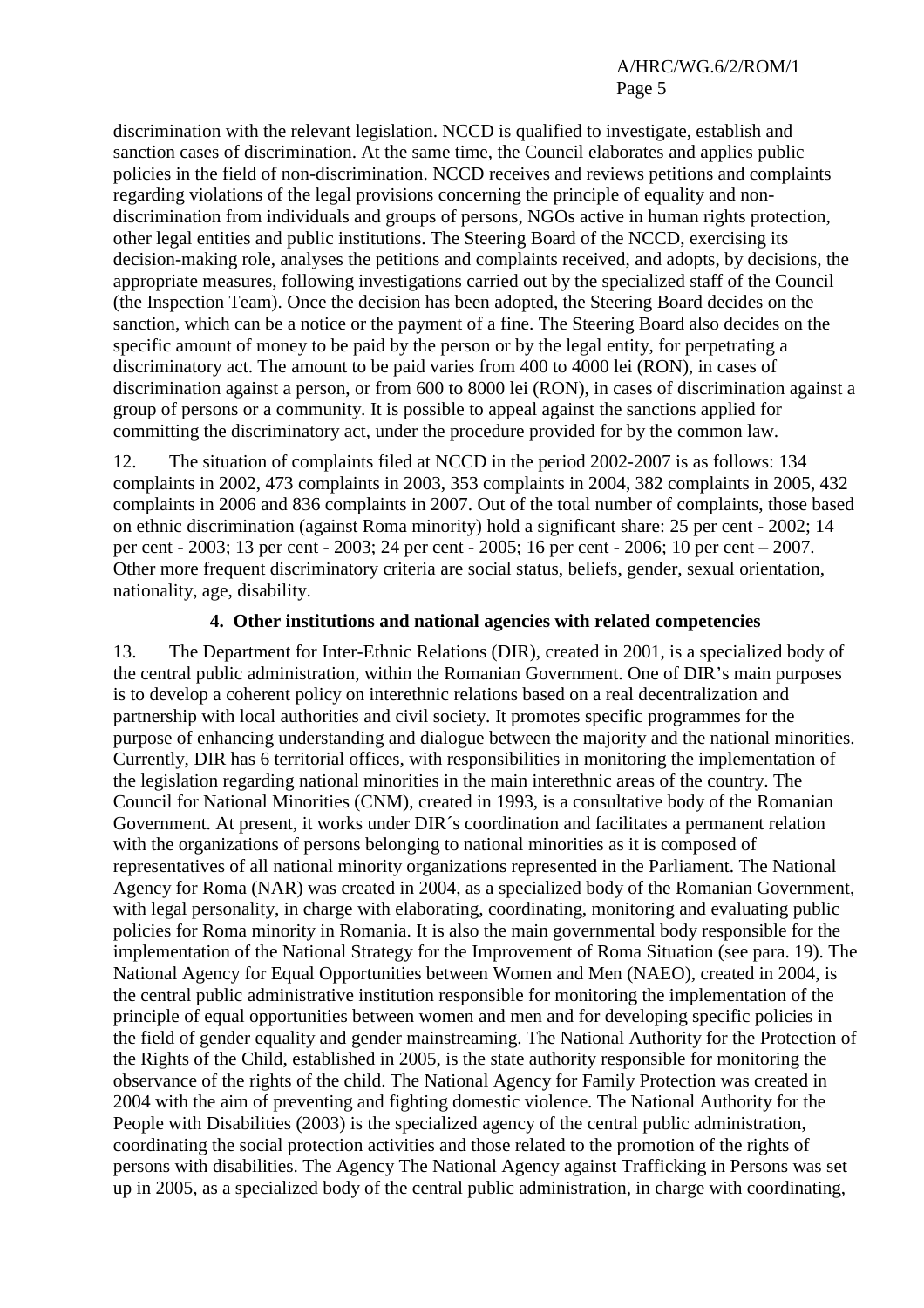discrimination with the relevant legislation. NCCD is qualified to investigate, establish and sanction cases of discrimination. At the same time, the Council elaborates and applies public policies in the field of non-discrimination. NCCD receives and reviews petitions and complaints regarding violations of the legal provisions concerning the principle of equality and non-discrimination from individuals and groups of persons, NGOs active in human rights protection, other legal entities and public institutions. The Steering Board of the NCCD, exercising its decision-making role, analyses the petitions and complaints received, and adopts, by decisions, the appropriate measures, following investigations carried out by the specialized staff of the Council (the Inspection Team). Once the decision has been adopted, the Steering Board decides on the sanction, which can be a notice or the payment of a fine. The Steering Board also decides on the specific amount of money to be paid by the person or by the legal entity, for perpetrating a discriminatory act. The amount to be paid varies from 400 to 4000 lei (RON), in cases of discrimination against a person, or from 600 to 8000 lei (RON), in cases of discrimination against a group of persons or a community. It is possible to appeal against the sanctions applied for committing the discriminatory act, under the procedure provided for by the common law.

12. The situation of complaints filed at NCCD in the period 2002-2007 is as follows: 134 complaints in 2002, 473 complaints in 2003, 353 complaints in 2004, 382 complaints in 2005, 432 complaints in 2006 and 836 complaints in 2007. Out of the total number of complaints, those based on ethnic discrimination (against Roma minority) hold a significant share: 25 per cent - 2002; 14 per cent - 2003; 13 per cent - 2003; 24 per cent - 2005; 16 per cent - 2006; 10 per cent – 2007. Other more frequent discriminatory criteria are social status, beliefs, gender, sexual orientation, nationality, age, disability.

### 4. Other institutions and national agencies with related competencies

13. The Department for Inter-Ethnic Relations (DIR), created in 2001, is a specialized body of the central public administration, within the Romanian Government. One of DIR's main purposes is to develop a coherent policy on interethnic relations based on a real decentralization and partnership with local authorities and civil society. It promotes specific programmes for the purpose of enhancing understanding and dialogue between the majority and the national minorities. Currently, DIR has 6 territorial offices, with responsibilities in monitoring the implementation of the legislation regarding national minorities in the main interethnic areas of the country. The Council for National Minorities (CNM), created in 1993, is a consultative body of the Romanian Government. At present, it works under DIR´s coordination and facilitates a permanent relation with the organizations of persons belonging to national minorities as it is composed of representatives of all national minority organizations represented in the Parliament. The National Agency for Roma (NAR) was created in 2004, as a specialized body of the Romanian Government, with legal personality, in charge with elaborating, coordinating, monitoring and evaluating public policies for Roma minority in Romania. It is also the main governmental body responsible for the implementation of the National Strategy for the Improvement of Roma Situation (see para. 19). The National Agency for Equal Opportunities between Women and Men (NAEO), created in 2004, is the central public administrative institution responsible for monitoring the implementation of the principle of equal opportunities between women and men and for developing specific policies in the field of gender equality and gender mainstreaming. The National Authority for the Protection of the Rights of the Child, established in 2005, is the state authority responsible for monitoring the observance of the rights of the child. The National Agency for Family Protection was created in 2004 with the aim of preventing and fighting domestic violence. The National Authority for the People with Disabilities (2003) is the specialized agency of the central public administration, coordinating the social protection activities and those related to the promotion of the rights of persons with disabilities. The Agency The National Agency against Trafficking in Persons was set up in 2005, as a specialized body of the central public administration, in charge with coordinating,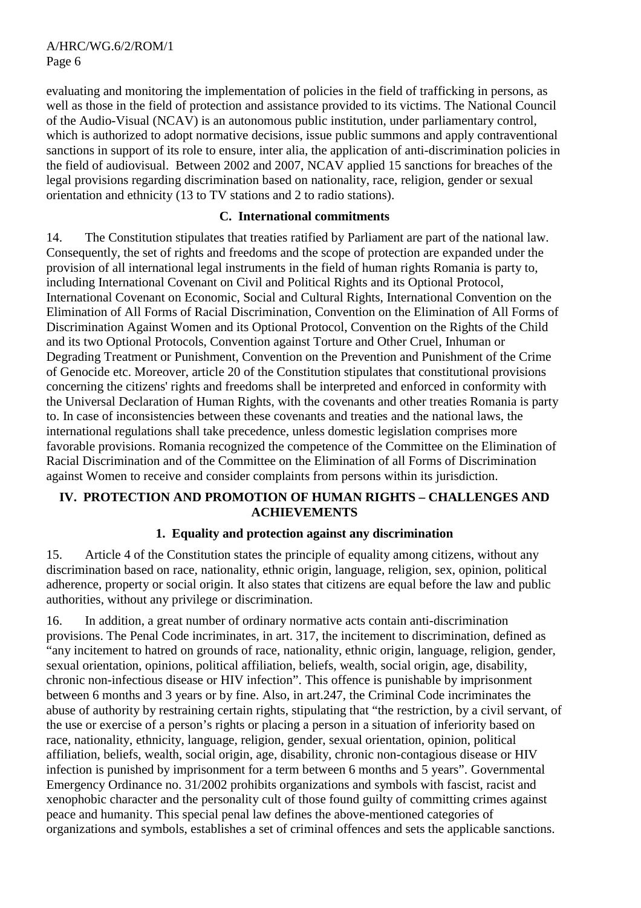evaluating and monitoring the implementation of policies in the field of trafficking in persons, as well as those in the field of protection and assistance provided to its victims. The National Council of the Audio-Visual (NCAV) is an autonomous public institution, under parliamentary control, which is authorized to adopt normative decisions, issue public summons and apply contraventional sanctions in support of its role to ensure, inter alia, the application of anti-discrimination policies in the field of audiovisual. Between 2002 and 2007, NCAV applied 15 sanctions for breaches of the legal provisions regarding discrimination based on nationality, race, religion, gender or sexual orientation and ethnicity (13 to TV stations and 2 to radio stations).

### C. International commitments

14. The Constitution stipulates that treaties ratified by Parliament are part of the national law. Consequently, the set of rights and freedoms and the scope of protection are expanded under the provision of all international legal instruments in the field of human rights Romania is party to, including International Covenant on Civil and Political Rights and its Optional Protocol, International Covenant on Economic, Social and Cultural Rights, International Convention on the Elimination of All Forms of Racial Discrimination, Convention on the Elimination of All Forms of Discrimination Against Women and its Optional Protocol, Convention on the Rights of the Child and its two Optional Protocols, Convention against Torture and Other Cruel, Inhuman or Degrading Treatment or Punishment, Convention on the Prevention and Punishment of the Crime of Genocide etc. Moreover, article 20 of the Constitution stipulates that constitutional provisions concerning the citizens' rights and freedoms shall be interpreted and enforced in conformity with the Universal Declaration of Human Rights, with the covenants and other treaties Romania is party to. In case of inconsistencies between these covenants and treaties and the national laws, the international regulations shall take precedence, unless domestic legislation comprises more favorable provisions. Romania recognized the competence of the Committee on the Elimination of Racial Discrimination and of the Committee on the Elimination of all Forms of Discrimination against Women to receive and consider complaints from persons within its jurisdiction.

## IV. PROTECTION AND PROMOTION OF HUMAN RIGHTS – CHALLENGES AND ACHIEVEMENTS

### 1. Equality and protection against any discrimination

15. Article 4 of the Constitution states the principle of equality among citizens, without any discrimination based on race, nationality, ethnic origin, language, religion, sex, opinion, political adherence, property or social origin. It also states that citizens are equal before the law and public authorities, without any privilege or discrimination.

16. In addition, a great number of ordinary normative acts contain anti-discrimination provisions. The Penal Code incriminates, in art. 317, the incitement to discrimination, defined as "any incitement to hatred on grounds of race, nationality, ethnic origin, language, religion, gender, sexual orientation, opinions, political affiliation, beliefs, wealth, social origin, age, disability, chronic non-infectious disease or HIV infection". This offence is punishable by imprisonment between 6 months and 3 years or by fine. Also, in art.247, the Criminal Code incriminates the abuse of authority by restraining certain rights, stipulating that "the restriction, by a civil servant, of the use or exercise of a person's rights or placing a person in a situation of inferiority based on race, nationality, ethnicity, language, religion, gender, sexual orientation, opinion, political affiliation, beliefs, wealth, social origin, age, disability, chronic non-contagious disease or HIV infection is punished by imprisonment for a term between 6 months and 5 years". Governmental Emergency Ordinance no. 31/2002 prohibits organizations and symbols with fascist, racist and xenophobic character and the personality cult of those found guilty of committing crimes against peace and humanity. This special penal law defines the above-mentioned categories of organizations and symbols, establishes a set of criminal offences and sets the applicable sanctions.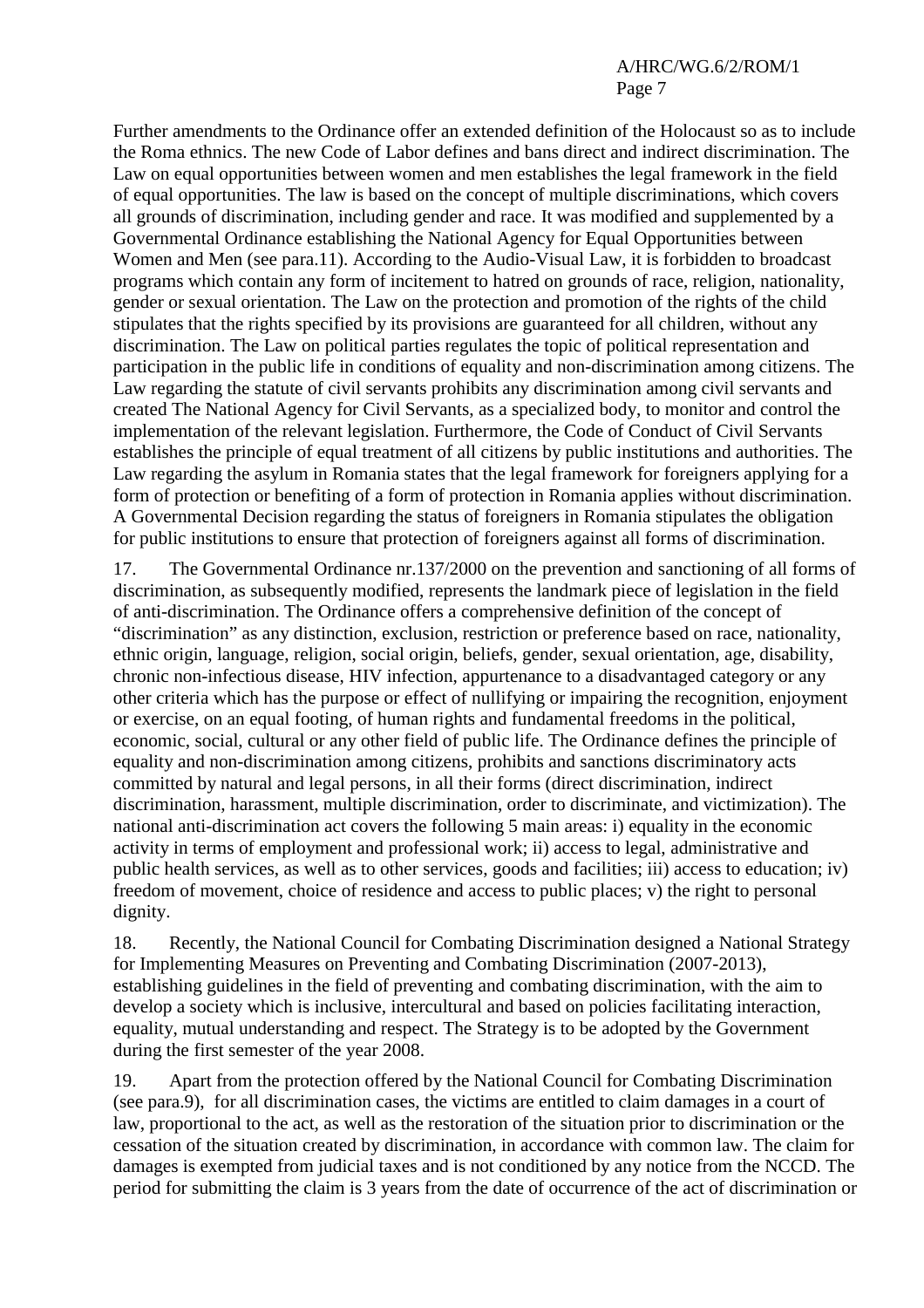Further amendments to the Ordinance offer an extended definition of the Holocaust so as to include the Roma ethnics. The new Code of Labor defines and bans direct and indirect discrimination. The Law on equal opportunities between women and men establishes the legal framework in the field of equal opportunities. The law is based on the concept of multiple discriminations, which covers all grounds of discrimination, including gender and race. It was modified and supplemented by a Governmental Ordinance establishing the National Agency for Equal Opportunities between Women and Men (see para.11). According to the Audio-Visual Law, it is forbidden to broadcast programs which contain any form of incitement to hatred on grounds of race, religion, nationality, gender or sexual orientation. The Law on the protection and promotion of the rights of the child stipulates that the rights specified by its provisions are guaranteed for all children, without any discrimination. The Law on political parties regulates the topic of political representation and participation in the public life in conditions of equality and non-discrimination among citizens. The Law regarding the statute of civil servants prohibits any discrimination among civil servants and created The National Agency for Civil Servants, as a specialized body, to monitor and control the implementation of the relevant legislation. Furthermore, the Code of Conduct of Civil Servants establishes the principle of equal treatment of all citizens by public institutions and authorities. The Law regarding the asylum in Romania states that the legal framework for foreigners applying for a form of protection or benefiting of a form of protection in Romania applies without discrimination. A Governmental Decision regarding the status of foreigners in Romania stipulates the obligation for public institutions to ensure that protection of foreigners against all forms of discrimination.

17. The Governmental Ordinance nr.137/2000 on the prevention and sanctioning of all forms of discrimination, as subsequently modified, represents the landmark piece of legislation in the field of anti-discrimination. The Ordinance offers a comprehensive definition of the concept of "discrimination" as any distinction, exclusion, restriction or preference based on race, nationality, ethnic origin, language, religion, social origin, beliefs, gender, sexual orientation, age, disability, chronic non-infectious disease, HIV infection, appurtenance to a disadvantaged category or any other criteria which has the purpose or effect of nullifying or impairing the recognition, enjoyment or exercise, on an equal footing, of human rights and fundamental freedoms in the political, economic, social, cultural or any other field of public life. The Ordinance defines the principle of equality and non-discrimination among citizens, prohibits and sanctions discriminatory acts committed by natural and legal persons, in all their forms (direct discrimination, indirect discrimination, harassment, multiple discrimination, order to discriminate, and victimization). The national anti-discrimination act covers the following 5 main areas: i) equality in the economic activity in terms of employment and professional work; ii) access to legal, administrative and public health services, as well as to other services, goods and facilities; iii) access to education; iv) freedom of movement, choice of residence and access to public places; v) the right to personal dignity.

18. Recently, the National Council for Combating Discrimination designed a National Strategy for Implementing Measures on Preventing and Combating Discrimination (2007-2013), establishing guidelines in the field of preventing and combating discrimination, with the aim to develop a society which is inclusive, intercultural and based on policies facilitating interaction, equality, mutual understanding and respect. The Strategy is to be adopted by the Government during the first semester of the year 2008.

19. Apart from the protection offered by the National Council for Combating Discrimination (see para.9), for all discrimination cases, the victims are entitled to claim damages in a court of law, proportional to the act, as well as the restoration of the situation prior to discrimination or the cessation of the situation created by discrimination, in accordance with common law. The claim for damages is exempted from judicial taxes and is not conditioned by any notice from the NCCD. The period for submitting the claim is 3 years from the date of occurrence of the act of discrimination or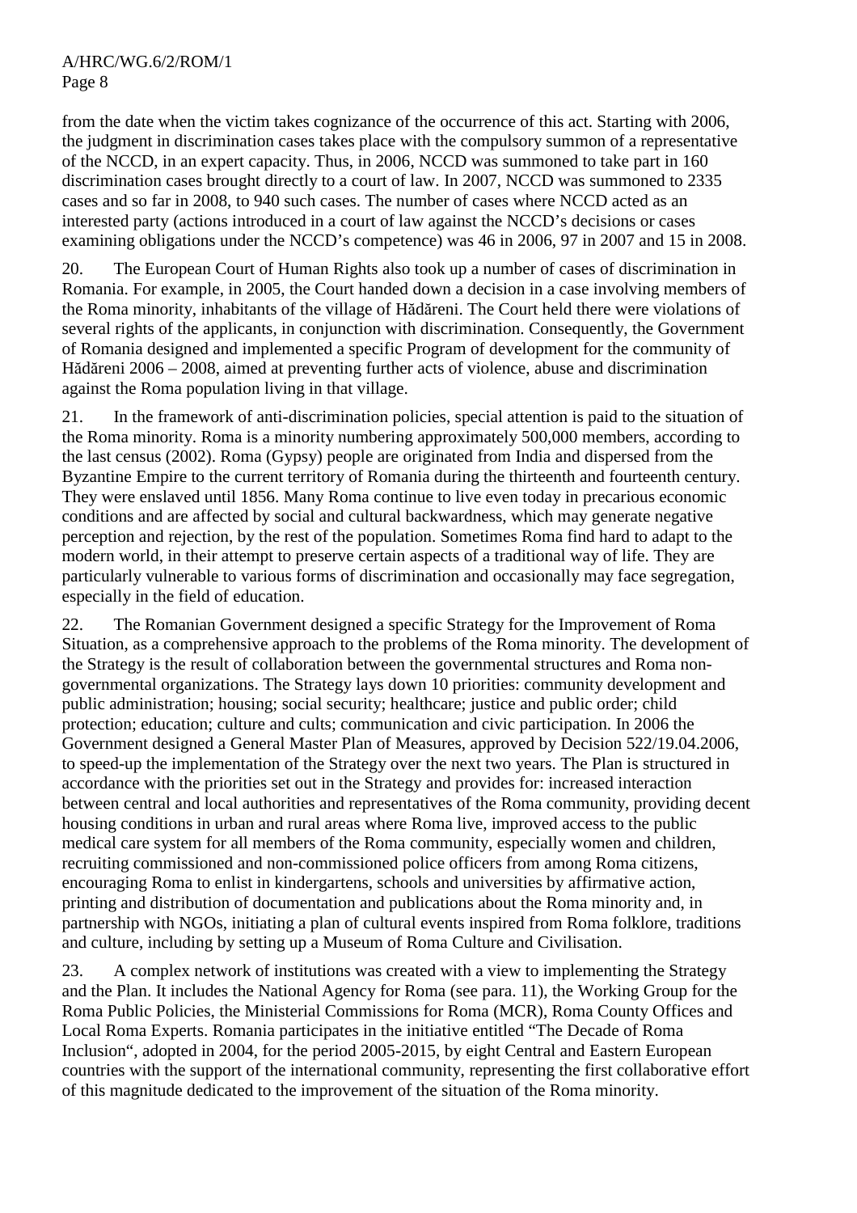from the date when the victim takes cognizance of the occurrence of this act. Starting with 2006, the judgment in discrimination cases takes place with the compulsory summon of a representative of the NCCD, in an expert capacity. Thus, in 2006, NCCD was summoned to take part in 160 discrimination cases brought directly to a court of law. In 2007, NCCD was summoned to 2335 cases and so far in 2008, to 940 such cases. The number of cases where NCCD acted as an interested party (actions introduced in a court of law against the NCCD's decisions or cases examining obligations under the NCCD's competence) was 46 in 2006, 97 in 2007 and 15 in 2008.

20. The European Court of Human Rights also took up a number of cases of discrimination in Romania. For example, in 2005, the Court handed down a decision in a case involving members of the Roma minority, inhabitants of the village of Hădăreni. The Court held there were violations of several rights of the applicants, in conjunction with discrimination. Consequently, the Government of Romania designed and implemented a specific Program of development for the community of Hădăreni 2006 – 2008, aimed at preventing further acts of violence, abuse and discrimination against the Roma population living in that village.

21. In the framework of anti-discrimination policies, special attention is paid to the situation of the Roma minority. Roma is a minority numbering approximately 500,000 members, according to the last census (2002). Roma (Gypsy) people are originated from India and dispersed from the Byzantine Empire to the current territory of Romania during the thirteenth and fourteenth century. They were enslaved until 1856. Many Roma continue to live even today in precarious economic conditions and are affected by social and cultural backwardness, which may generate negative perception and rejection, by the rest of the population. Sometimes Roma find hard to adapt to the modern world, in their attempt to preserve certain aspects of a traditional way of life. They are particularly vulnerable to various forms of discrimination and occasionally may face segregation, especially in the field of education.

22. The Romanian Government designed a specific Strategy for the Improvement of Roma Situation, as a comprehensive approach to the problems of the Roma minority. The development of the Strategy is the result of collaboration between the governmental structures and Roma non-governmental organizations. The Strategy lays down 10 priorities: community development and public administration; housing; social security; healthcare; justice and public order; child protection; education; culture and cults; communication and civic participation. In 2006 the Government designed a General Master Plan of Measures, approved by Decision 522/19.04.2006, to speed-up the implementation of the Strategy over the next two years. The Plan is structured in accordance with the priorities set out in the Strategy and provides for: increased interaction between central and local authorities and representatives of the Roma community, providing decent housing conditions in urban and rural areas where Roma live, improved access to the public medical care system for all members of the Roma community, especially women and children, recruiting commissioned and non-commissioned police officers from among Roma citizens, encouraging Roma to enlist in kindergartens, schools and universities by affirmative action, printing and distribution of documentation and publications about the Roma minority and, in partnership with NGOs, initiating a plan of cultural events inspired from Roma folklore, traditions and culture, including by setting up a Museum of Roma Culture and Civilisation.

23. A complex network of institutions was created with a view to implementing the Strategy and the Plan. It includes the National Agency for Roma (see para. 11), the Working Group for the Roma Public Policies, the Ministerial Commissions for Roma (MCR), Roma County Offices and Local Roma Experts. Romania participates in the initiative entitled "The Decade of Roma Inclusion", adopted in 2004, for the period 2005-2015, by eight Central and Eastern European countries with the support of the international community, representing the first collaborative effort of this magnitude dedicated to the improvement of the situation of the Roma minority.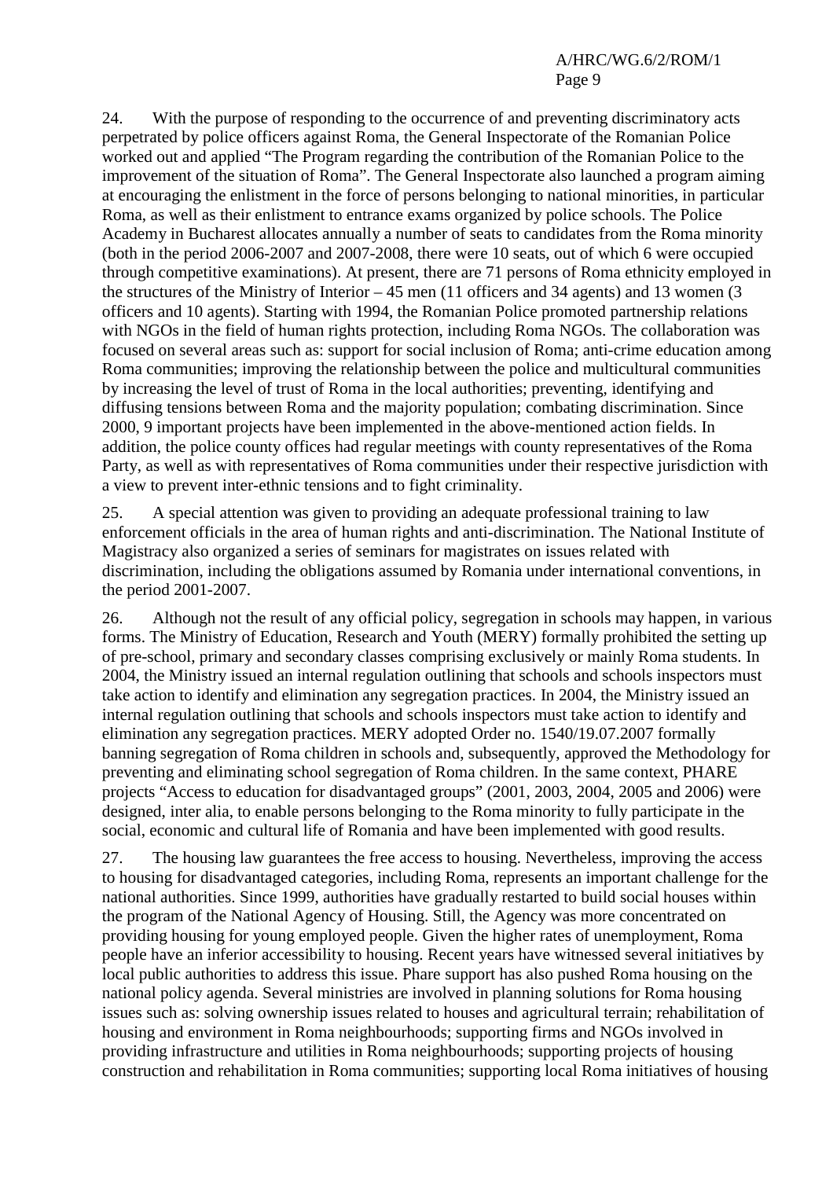24. With the purpose of responding to the occurrence of and preventing discriminatory acts perpetrated by police officers against Roma, the General Inspectorate of the Romanian Police worked out and applied "The Program regarding the contribution of the Romanian Police to the improvement of the situation of Roma". The General Inspectorate also launched a program aiming at encouraging the enlistment in the force of persons belonging to national minorities, in particular Roma, as well as their enlistment to entrance exams organized by police schools. The Police Academy in Bucharest allocates annually a number of seats to candidates from the Roma minority (both in the period 2006-2007 and 2007-2008, there were 10 seats, out of which 6 were occupied through competitive examinations). At present, there are 71 persons of Roma ethnicity employed in the structures of the Ministry of Interior – 45 men (11 officers and 34 agents) and 13 women (3 officers and 10 agents). Starting with 1994, the Romanian Police promoted partnership relations with NGOs in the field of human rights protection, including Roma NGOs. The collaboration was focused on several areas such as: support for social inclusion of Roma; anti-crime education among Roma communities; improving the relationship between the police and multicultural communities by increasing the level of trust of Roma in the local authorities; preventing, identifying and diffusing tensions between Roma and the majority population; combating discrimination. Since 2000, 9 important projects have been implemented in the above-mentioned action fields. In addition, the police county offices had regular meetings with county representatives of the Roma Party, as well as with representatives of Roma communities under their respective jurisdiction with a view to prevent inter-ethnic tensions and to fight criminality.

25. A special attention was given to providing an adequate professional training to law enforcement officials in the area of human rights and anti-discrimination. The National Institute of Magistracy also organized a series of seminars for magistrates on issues related with discrimination, including the obligations assumed by Romania under international conventions, in the period 2001-2007.

26. Although not the result of any official policy, segregation in schools may happen, in various forms. The Ministry of Education, Research and Youth (MERY) formally prohibited the setting up of pre-school, primary and secondary classes comprising exclusively or mainly Roma students. In 2004, the Ministry issued an internal regulation outlining that schools and schools inspectors must take action to identify and elimination any segregation practices. In 2004, the Ministry issued an internal regulation outlining that schools and schools inspectors must take action to identify and elimination any segregation practices. MERY adopted Order no. 1540/19.07.2007 formally banning segregation of Roma children in schools and, subsequently, approved the Methodology for preventing and eliminating school segregation of Roma children. In the same context, PHARE projects "Access to education for disadvantaged groups" (2001, 2003, 2004, 2005 and 2006) were designed, inter alia, to enable persons belonging to the Roma minority to fully participate in the social, economic and cultural life of Romania and have been implemented with good results.

27. The housing law guarantees the free access to housing. Nevertheless, improving the access to housing for disadvantaged categories, including Roma, represents an important challenge for the national authorities. Since 1999, authorities have gradually restarted to build social houses within the program of the National Agency of Housing. Still, the Agency was more concentrated on providing housing for young employed people. Given the higher rates of unemployment, Roma people have an inferior accessibility to housing. Recent years have witnessed several initiatives by local public authorities to address this issue. Phare support has also pushed Roma housing on the national policy agenda. Several ministries are involved in planning solutions for Roma housing issues such as: solving ownership issues related to houses and agricultural terrain; rehabilitation of housing and environment in Roma neighbourhoods; supporting firms and NGOs involved in providing infrastructure and utilities in Roma neighbourhoods; supporting projects of housing construction and rehabilitation in Roma communities; supporting local Roma initiatives of housing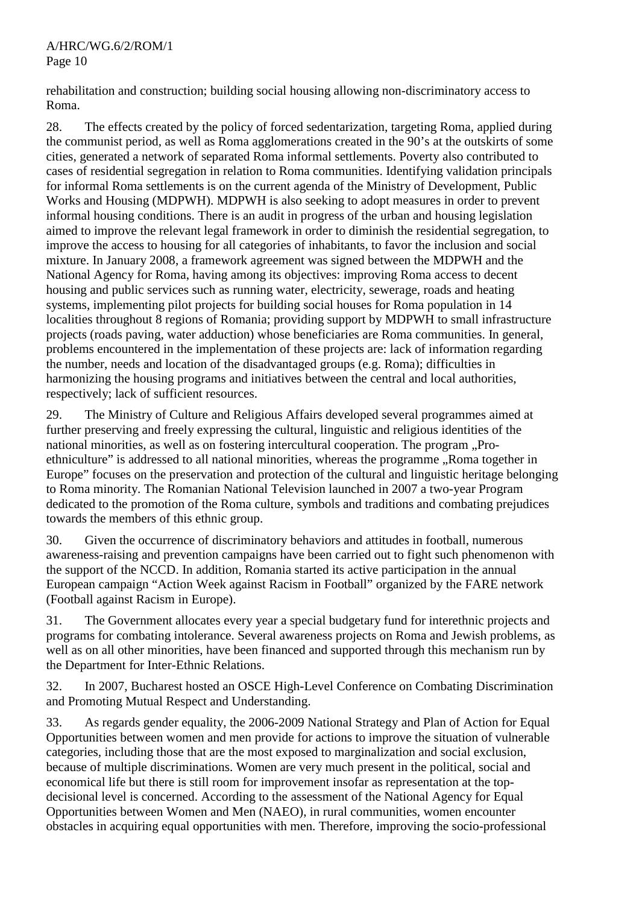rehabilitation and construction; building social housing allowing non-discriminatory access to Roma.

28. The effects created by the policy of forced sedentarization, targeting Roma, applied during the communist period, as well as Roma agglomerations created in the 90's at the outskirts of some cities, generated a network of separated Roma informal settlements. Poverty also contributed to cases of residential segregation in relation to Roma communities. Identifying validation principals for informal Roma settlements is on the current agenda of the Ministry of Development, Public Works and Housing (MDPWH). MDPWH is also seeking to adopt measures in order to prevent informal housing conditions. There is an audit in progress of the urban and housing legislation aimed to improve the relevant legal framework in order to diminish the residential segregation, to improve the access to housing for all categories of inhabitants, to favor the inclusion and social mixture. In January 2008, a framework agreement was signed between the MDPWH and the National Agency for Roma, having among its objectives: improving Roma access to decent housing and public services such as running water, electricity, sewerage, roads and heating systems, implementing pilot projects for building social houses for Roma population in 14 localities throughout 8 regions of Romania; providing support by MDPWH to small infrastructure projects (roads paving, water adduction) whose beneficiaries are Roma communities. In general, problems encountered in the implementation of these projects are: lack of information regarding the number, needs and location of the disadvantaged groups (e.g. Roma); difficulties in harmonizing the housing programs and initiatives between the central and local authorities, respectively; lack of sufficient resources.

29. The Ministry of Culture and Religious Affairs developed several programmes aimed at further preserving and freely expressing the cultural, linguistic and religious identities of the national minorities, as well as on fostering intercultural cooperation. The program „Pro-ethniculture" is addressed to all national minorities, whereas the programme „Roma together in Europe" focuses on the preservation and protection of the cultural and linguistic heritage belonging to Roma minority. The Romanian National Television launched in 2007 a two-year Program dedicated to the promotion of the Roma culture, symbols and traditions and combating prejudices towards the members of this ethnic group.

30. Given the occurrence of discriminatory behaviors and attitudes in football, numerous awareness-raising and prevention campaigns have been carried out to fight such phenomenon with the support of the NCCD. In addition, Romania started its active participation in the annual European campaign "Action Week against Racism in Football" organized by the FARE network (Football against Racism in Europe).

31. The Government allocates every year a special budgetary fund for interethnic projects and programs for combating intolerance. Several awareness projects on Roma and Jewish problems, as well as on all other minorities, have been financed and supported through this mechanism run by the Department for Inter-Ethnic Relations.

32. In 2007, Bucharest hosted an OSCE High-Level Conference on Combating Discrimination and Promoting Mutual Respect and Understanding.

33. As regards gender equality, the 2006-2009 National Strategy and Plan of Action for Equal Opportunities between women and men provide for actions to improve the situation of vulnerable categories, including those that are the most exposed to marginalization and social exclusion, because of multiple discriminations. Women are very much present in the political, social and economical life but there is still room for improvement insofar as representation at the top-decisional level is concerned. According to the assessment of the National Agency for Equal Opportunities between Women and Men (NAEO), in rural communities, women encounter obstacles in acquiring equal opportunities with men. Therefore, improving the socio-professional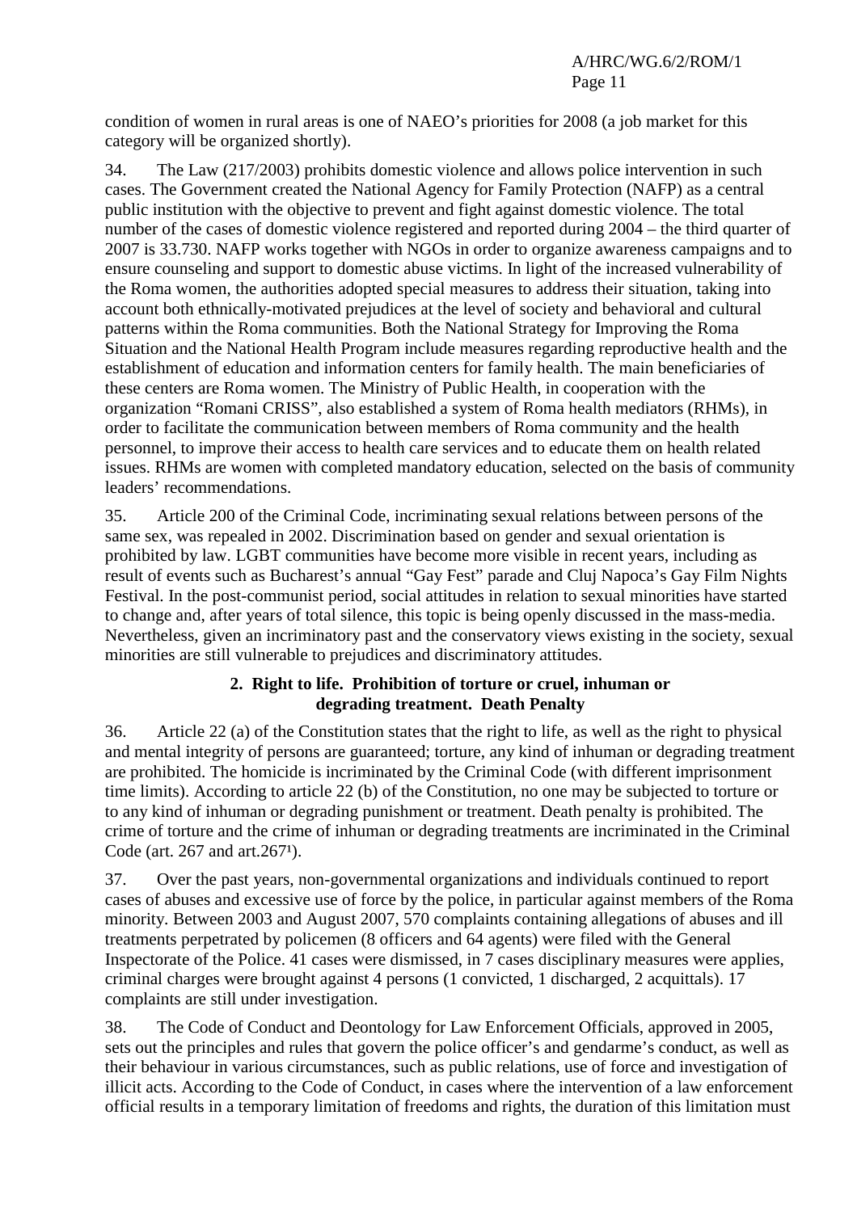condition of women in rural areas is one of NAEO's priorities for 2008 (a job market for this category will be organized shortly).

34. The Law (217/2003) prohibits domestic violence and allows police intervention in such cases. The Government created the National Agency for Family Protection (NAFP) as a central public institution with the objective to prevent and fight against domestic violence. The total number of the cases of domestic violence registered and reported during 2004 – the third quarter of 2007 is 33.730. NAFP works together with NGOs in order to organize awareness campaigns and to ensure counseling and support to domestic abuse victims. In light of the increased vulnerability of the Roma women, the authorities adopted special measures to address their situation, taking into account both ethnically-motivated prejudices at the level of society and behavioral and cultural patterns within the Roma communities. Both the National Strategy for Improving the Roma Situation and the National Health Program include measures regarding reproductive health and the establishment of education and information centers for family health. The main beneficiaries of these centers are Roma women. The Ministry of Public Health, in cooperation with the organization "Romani CRISS", also established a system of Roma health mediators (RHMs), in order to facilitate the communication between members of Roma community and the health personnel, to improve their access to health care services and to educate them on health related issues. RHMs are women with completed mandatory education, selected on the basis of community leaders' recommendations.

35. Article 200 of the Criminal Code, incriminating sexual relations between persons of the same sex, was repealed in 2002. Discrimination based on gender and sexual orientation is prohibited by law. LGBT communities have become more visible in recent years, including as result of events such as Bucharest's annual "Gay Fest" parade and Cluj Napoca's Gay Film Nights Festival. In the post-communist period, social attitudes in relation to sexual minorities have started to change and, after years of total silence, this topic is being openly discussed in the mass-media. Nevertheless, given an incriminatory past and the conservatory views existing in the society, sexual minorities are still vulnerable to prejudices and discriminatory attitudes.

### 2. Right to life. Prohibition of torture or cruel, inhuman or degrading treatment. Death Penalty

36. Article 22 (a) of the Constitution states that the right to life, as well as the right to physical and mental integrity of persons are guaranteed; torture, any kind of inhuman or degrading treatment are prohibited. The homicide is incriminated by the Criminal Code (with different imprisonment time limits). According to article 22 (b) of the Constitution, no one may be subjected to torture or to any kind of inhuman or degrading punishment or treatment. Death penalty is prohibited. The crime of torture and the crime of inhuman or degrading treatments are incriminated in the Criminal Code (art. 267 and art.267$^1$).

37. Over the past years, non-governmental organizations and individuals continued to report cases of abuses and excessive use of force by the police, in particular against members of the Roma minority. Between 2003 and August 2007, 570 complaints containing allegations of abuses and ill treatments perpetrated by policemen (8 officers and 64 agents) were filed with the General Inspectorate of the Police. 41 cases were dismissed, in 7 cases disciplinary measures were applies, criminal charges were brought against 4 persons (1 convicted, 1 discharged, 2 acquittals). 17 complaints are still under investigation.

38. The Code of Conduct and Deontology for Law Enforcement Officials, approved in 2005, sets out the principles and rules that govern the police officer's and gendarme's conduct, as well as their behaviour in various circumstances, such as public relations, use of force and investigation of illicit acts. According to the Code of Conduct, in cases where the intervention of a law enforcement official results in a temporary limitation of freedoms and rights, the duration of this limitation must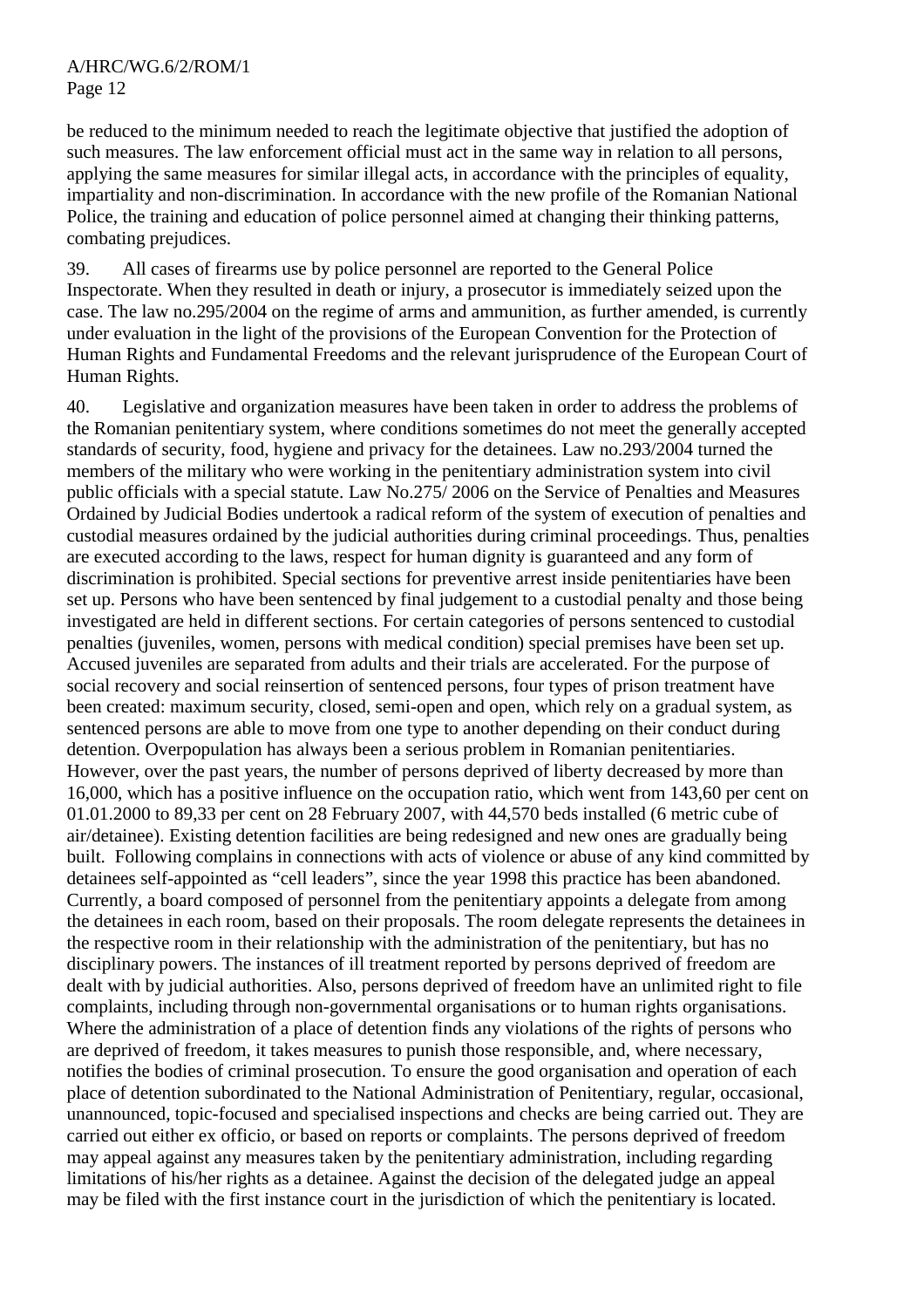be reduced to the minimum needed to reach the legitimate objective that justified the adoption of such measures. The law enforcement official must act in the same way in relation to all persons, applying the same measures for similar illegal acts, in accordance with the principles of equality, impartiality and non-discrimination. In accordance with the new profile of the Romanian National Police, the training and education of police personnel aimed at changing their thinking patterns, combating prejudices.

39. All cases of firearms use by police personnel are reported to the General Police Inspectorate. When they resulted in death or injury, a prosecutor is immediately seized upon the case. The law no.295/2004 on the regime of arms and ammunition, as further amended, is currently under evaluation in the light of the provisions of the European Convention for the Protection of Human Rights and Fundamental Freedoms and the relevant jurisprudence of the European Court of Human Rights.

40. Legislative and organization measures have been taken in order to address the problems of the Romanian penitentiary system, where conditions sometimes do not meet the generally accepted standards of security, food, hygiene and privacy for the detainees. Law no.293/2004 turned the members of the military who were working in the penitentiary administration system into civil public officials with a special statute. Law No.275/ 2006 on the Service of Penalties and Measures Ordained by Judicial Bodies undertook a radical reform of the system of execution of penalties and custodial measures ordained by the judicial authorities during criminal proceedings. Thus, penalties are executed according to the laws, respect for human dignity is guaranteed and any form of discrimination is prohibited. Special sections for preventive arrest inside penitentiaries have been set up. Persons who have been sentenced by final judgement to a custodial penalty and those being investigated are held in different sections. For certain categories of persons sentenced to custodial penalties (juveniles, women, persons with medical condition) special premises have been set up. Accused juveniles are separated from adults and their trials are accelerated. For the purpose of social recovery and social reinsertion of sentenced persons, four types of prison treatment have been created: maximum security, closed, semi-open and open, which rely on a gradual system, as sentenced persons are able to move from one type to another depending on their conduct during detention. Overpopulation has always been a serious problem in Romanian penitentiaries. However, over the past years, the number of persons deprived of liberty decreased by more than 16,000, which has a positive influence on the occupation ratio, which went from 143,60 per cent on 01.01.2000 to 89,33 per cent on 28 February 2007, with 44,570 beds installed (6 metric cube of air/detainee). Existing detention facilities are being redesigned and new ones are gradually being built. Following complains in connections with acts of violence or abuse of any kind committed by detainees self-appointed as "cell leaders", since the year 1998 this practice has been abandoned. Currently, a board composed of personnel from the penitentiary appoints a delegate from among the detainees in each room, based on their proposals. The room delegate represents the detainees in the respective room in their relationship with the administration of the penitentiary, but has no disciplinary powers. The instances of ill treatment reported by persons deprived of freedom are dealt with by judicial authorities. Also, persons deprived of freedom have an unlimited right to file complaints, including through non-governmental organisations or to human rights organisations. Where the administration of a place of detention finds any violations of the rights of persons who are deprived of freedom, it takes measures to punish those responsible, and, where necessary, notifies the bodies of criminal prosecution. To ensure the good organisation and operation of each place of detention subordinated to the National Administration of Penitentiary, regular, occasional, unannounced, topic-focused and specialised inspections and checks are being carried out. They are carried out either ex officio, or based on reports or complaints. The persons deprived of freedom may appeal against any measures taken by the penitentiary administration, including regarding limitations of his/her rights as a detainee. Against the decision of the delegated judge an appeal may be filed with the first instance court in the jurisdiction of which the penitentiary is located.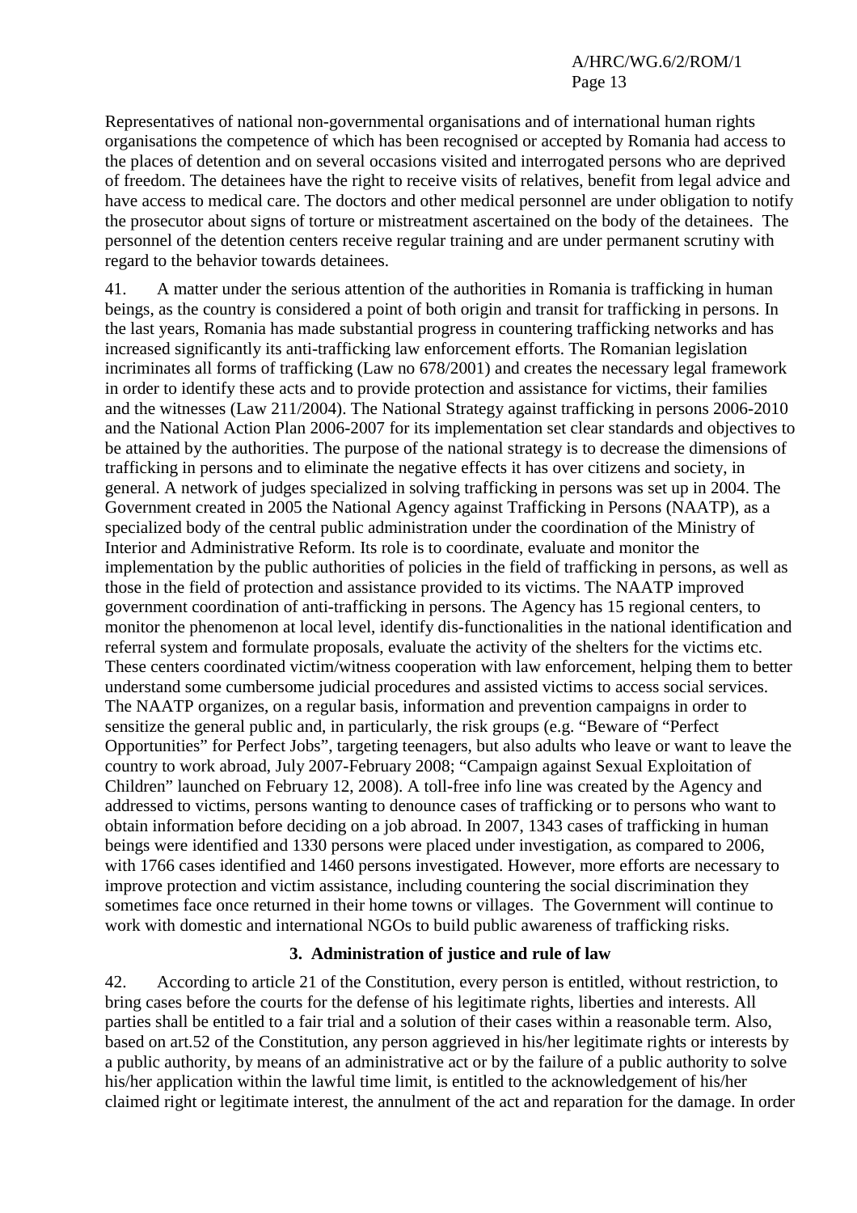Representatives of national non-governmental organisations and of international human rights organisations the competence of which has been recognised or accepted by Romania had access to the places of detention and on several occasions visited and interrogated persons who are deprived of freedom. The detainees have the right to receive visits of relatives, benefit from legal advice and have access to medical care. The doctors and other medical personnel are under obligation to notify the prosecutor about signs of torture or mistreatment ascertained on the body of the detainees. The personnel of the detention centers receive regular training and are under permanent scrutiny with regard to the behavior towards detainees.

41. A matter under the serious attention of the authorities in Romania is trafficking in human beings, as the country is considered a point of both origin and transit for trafficking in persons. In the last years, Romania has made substantial progress in countering trafficking networks and has increased significantly its anti-trafficking law enforcement efforts. The Romanian legislation incriminates all forms of trafficking (Law no 678/2001) and creates the necessary legal framework in order to identify these acts and to provide protection and assistance for victims, their families and the witnesses (Law 211/2004). The National Strategy against trafficking in persons 2006-2010 and the National Action Plan 2006-2007 for its implementation set clear standards and objectives to be attained by the authorities. The purpose of the national strategy is to decrease the dimensions of trafficking in persons and to eliminate the negative effects it has over citizens and society, in general. A network of judges specialized in solving trafficking in persons was set up in 2004. The Government created in 2005 the National Agency against Trafficking in Persons (NAATP), as a specialized body of the central public administration under the coordination of the Ministry of Interior and Administrative Reform. Its role is to coordinate, evaluate and monitor the implementation by the public authorities of policies in the field of trafficking in persons, as well as those in the field of protection and assistance provided to its victims. The NAATP improved government coordination of anti-trafficking in persons. The Agency has 15 regional centers, to monitor the phenomenon at local level, identify dis-functionalities in the national identification and referral system and formulate proposals, evaluate the activity of the shelters for the victims etc. These centers coordinated victim/witness cooperation with law enforcement, helping them to better understand some cumbersome judicial procedures and assisted victims to access social services. The NAATP organizes, on a regular basis, information and prevention campaigns in order to sensitize the general public and, in particularly, the risk groups (e.g. "Beware of "Perfect Opportunities" for Perfect Jobs", targeting teenagers, but also adults who leave or want to leave the country to work abroad, July 2007-February 2008; "Campaign against Sexual Exploitation of Children" launched on February 12, 2008). A toll-free info line was created by the Agency and addressed to victims, persons wanting to denounce cases of trafficking or to persons who want to obtain information before deciding on a job abroad. In 2007, 1343 cases of trafficking in human beings were identified and 1330 persons were placed under investigation, as compared to 2006, with 1766 cases identified and 1460 persons investigated. However, more efforts are necessary to improve protection and victim assistance, including countering the social discrimination they sometimes face once returned in their home towns or villages. The Government will continue to work with domestic and international NGOs to build public awareness of trafficking risks.

### 3. Administration of justice and rule of law

42. According to article 21 of the Constitution, every person is entitled, without restriction, to bring cases before the courts for the defense of his legitimate rights, liberties and interests. All parties shall be entitled to a fair trial and a solution of their cases within a reasonable term. Also, based on art.52 of the Constitution, any person aggrieved in his/her legitimate rights or interests by a public authority, by means of an administrative act or by the failure of a public authority to solve his/her application within the lawful time limit, is entitled to the acknowledgement of his/her claimed right or legitimate interest, the annulment of the act and reparation for the damage. In order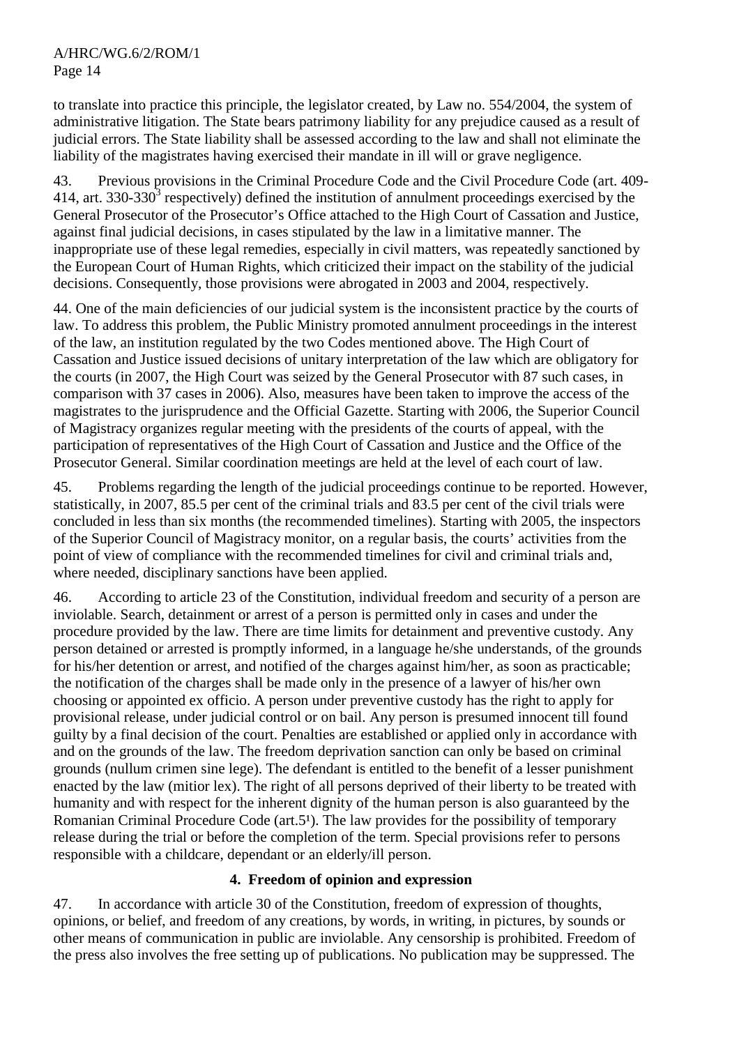to translate into practice this principle, the legislator created, by Law no. 554/2004, the system of administrative litigation. The State bears patrimony liability for any prejudice caused as a result of judicial errors. The State liability shall be assessed according to the law and shall not eliminate the liability of the magistrates having exercised their mandate in ill will or grave negligence.

43. Previous provisions in the Criminal Procedure Code and the Civil Procedure Code (art. 409-414, art. 330-330[3] respectively) defined the institution of annulment proceedings exercised by the General Prosecutor of the Prosecutor's Office attached to the High Court of Cassation and Justice, against final judicial decisions, in cases stipulated by the law in a limitative manner. The inappropriate use of these legal remedies, especially in civil matters, was repeatedly sanctioned by the European Court of Human Rights, which criticized their impact on the stability of the judicial decisions. Consequently, those provisions were abrogated in 2003 and 2004, respectively.

44. One of the main deficiencies of our judicial system is the inconsistent practice by the courts of law. To address this problem, the Public Ministry promoted annulment proceedings in the interest of the law, an institution regulated by the two Codes mentioned above. The High Court of Cassation and Justice issued decisions of unitary interpretation of the law which are obligatory for the courts (in 2007, the High Court was seized by the General Prosecutor with 87 such cases, in comparison with 37 cases in 2006). Also, measures have been taken to improve the access of the magistrates to the jurisprudence and the Official Gazette. Starting with 2006, the Superior Council of Magistracy organizes regular meeting with the presidents of the courts of appeal, with the participation of representatives of the High Court of Cassation and Justice and the Office of the Prosecutor General. Similar coordination meetings are held at the level of each court of law.

45. Problems regarding the length of the judicial proceedings continue to be reported. However, statistically, in 2007, 85.5 per cent of the criminal trials and 83.5 per cent of the civil trials were concluded in less than six months (the recommended timelines). Starting with 2005, the inspectors of the Superior Council of Magistracy monitor, on a regular basis, the courts' activities from the point of view of compliance with the recommended timelines for civil and criminal trials and, where needed, disciplinary sanctions have been applied.

46. According to article 23 of the Constitution, individual freedom and security of a person are inviolable. Search, detainment or arrest of a person is permitted only in cases and under the procedure provided by the law. There are time limits for detainment and preventive custody. Any person detained or arrested is promptly informed, in a language he/she understands, of the grounds for his/her detention or arrest, and notified of the charges against him/her, as soon as practicable; the notification of the charges shall be made only in the presence of a lawyer of his/her own choosing or appointed ex officio. A person under preventive custody has the right to apply for provisional release, under judicial control or on bail. Any person is presumed innocent till found guilty by a final decision of the court. Penalties are established or applied only in accordance with and on the grounds of the law. The freedom deprivation sanction can only be based on criminal grounds (nullum crimen sine lege). The defendant is entitled to the benefit of a lesser punishment enacted by the law (mitior lex). The right of all persons deprived of their liberty to be treated with humanity and with respect for the inherent dignity of the human person is also guaranteed by the Romanian Criminal Procedure Code (art.5[1]). The law provides for the possibility of temporary release during the trial or before the completion of the term. Special provisions refer to persons responsible with a childcare, dependant or an elderly/ill person.

### 4. Freedom of opinion and expression

47. In accordance with article 30 of the Constitution, freedom of expression of thoughts, opinions, or belief, and freedom of any creations, by words, in writing, in pictures, by sounds or other means of communication in public are inviolable. Any censorship is prohibited. Freedom of the press also involves the free setting up of publications. No publication may be suppressed. The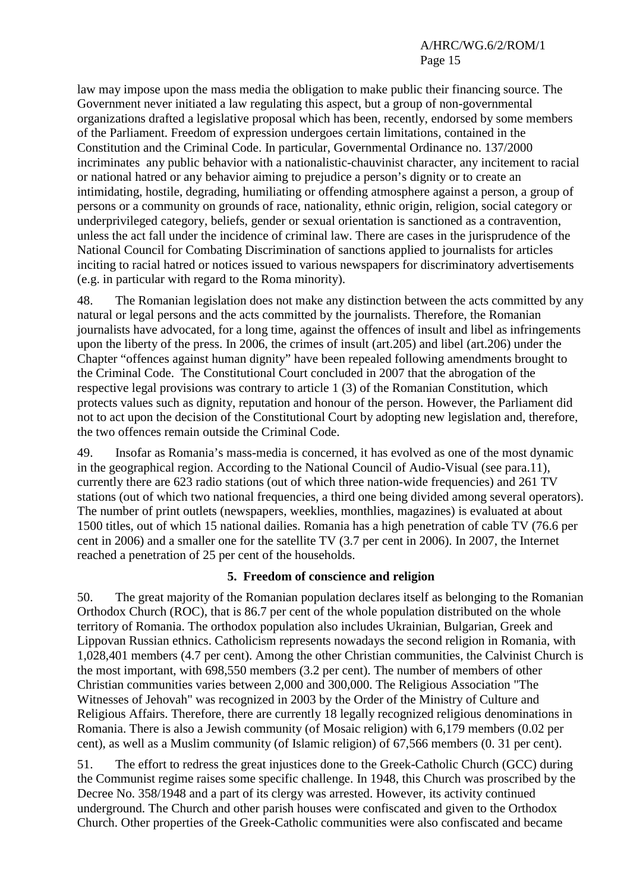law may impose upon the mass media the obligation to make public their financing source. The Government never initiated a law regulating this aspect, but a group of non-governmental organizations drafted a legislative proposal which has been, recently, endorsed by some members of the Parliament. Freedom of expression undergoes certain limitations, contained in the Constitution and the Criminal Code. In particular, Governmental Ordinance no. 137/2000 incriminates any public behavior with a nationalistic-chauvinist character, any incitement to racial or national hatred or any behavior aiming to prejudice a person's dignity or to create an intimidating, hostile, degrading, humiliating or offending atmosphere against a person, a group of persons or a community on grounds of race, nationality, ethnic origin, religion, social category or underprivileged category, beliefs, gender or sexual orientation is sanctioned as a contravention, unless the act fall under the incidence of criminal law. There are cases in the jurisprudence of the National Council for Combating Discrimination of sanctions applied to journalists for articles inciting to racial hatred or notices issued to various newspapers for discriminatory advertisements (e.g. in particular with regard to the Roma minority).

48. The Romanian legislation does not make any distinction between the acts committed by any natural or legal persons and the acts committed by the journalists. Therefore, the Romanian journalists have advocated, for a long time, against the offences of insult and libel as infringements upon the liberty of the press. In 2006, the crimes of insult (art.205) and libel (art.206) under the Chapter "offences against human dignity" have been repealed following amendments brought to the Criminal Code. The Constitutional Court concluded in 2007 that the abrogation of the respective legal provisions was contrary to article 1 (3) of the Romanian Constitution, which protects values such as dignity, reputation and honour of the person. However, the Parliament did not to act upon the decision of the Constitutional Court by adopting new legislation and, therefore, the two offences remain outside the Criminal Code.

49. Insofar as Romania's mass-media is concerned, it has evolved as one of the most dynamic in the geographical region. According to the National Council of Audio-Visual (see para.11), currently there are 623 radio stations (out of which three nation-wide frequencies) and 261 TV stations (out of which two national frequencies, a third one being divided among several operators). The number of print outlets (newspapers, weeklies, monthlies, magazines) is evaluated at about 1500 titles, out of which 15 national dailies. Romania has a high penetration of cable TV (76.6 per cent in 2006) and a smaller one for the satellite TV (3.7 per cent in 2006). In 2007, the Internet reached a penetration of 25 per cent of the households.

### 5. Freedom of conscience and religion

50. The great majority of the Romanian population declares itself as belonging to the Romanian Orthodox Church (ROC), that is 86.7 per cent of the whole population distributed on the whole territory of Romania. The orthodox population also includes Ukrainian, Bulgarian, Greek and Lippovan Russian ethnics. Catholicism represents nowadays the second religion in Romania, with 1,028,401 members (4.7 per cent). Among the other Christian communities, the Calvinist Church is the most important, with 698,550 members (3.2 per cent). The number of members of other Christian communities varies between 2,000 and 300,000. The Religious Association "The Witnesses of Jehovah" was recognized in 2003 by the Order of the Ministry of Culture and Religious Affairs. Therefore, there are currently 18 legally recognized religious denominations in Romania. There is also a Jewish community (of Mosaic religion) with 6,179 members (0.02 per cent), as well as a Muslim community (of Islamic religion) of 67,566 members (0. 31 per cent).

51. The effort to redress the great injustices done to the Greek-Catholic Church (GCC) during the Communist regime raises some specific challenge. In 1948, this Church was proscribed by the Decree No. 358/1948 and a part of its clergy was arrested. However, its activity continued underground. The Church and other parish houses were confiscated and given to the Orthodox Church. Other properties of the Greek-Catholic communities were also confiscated and became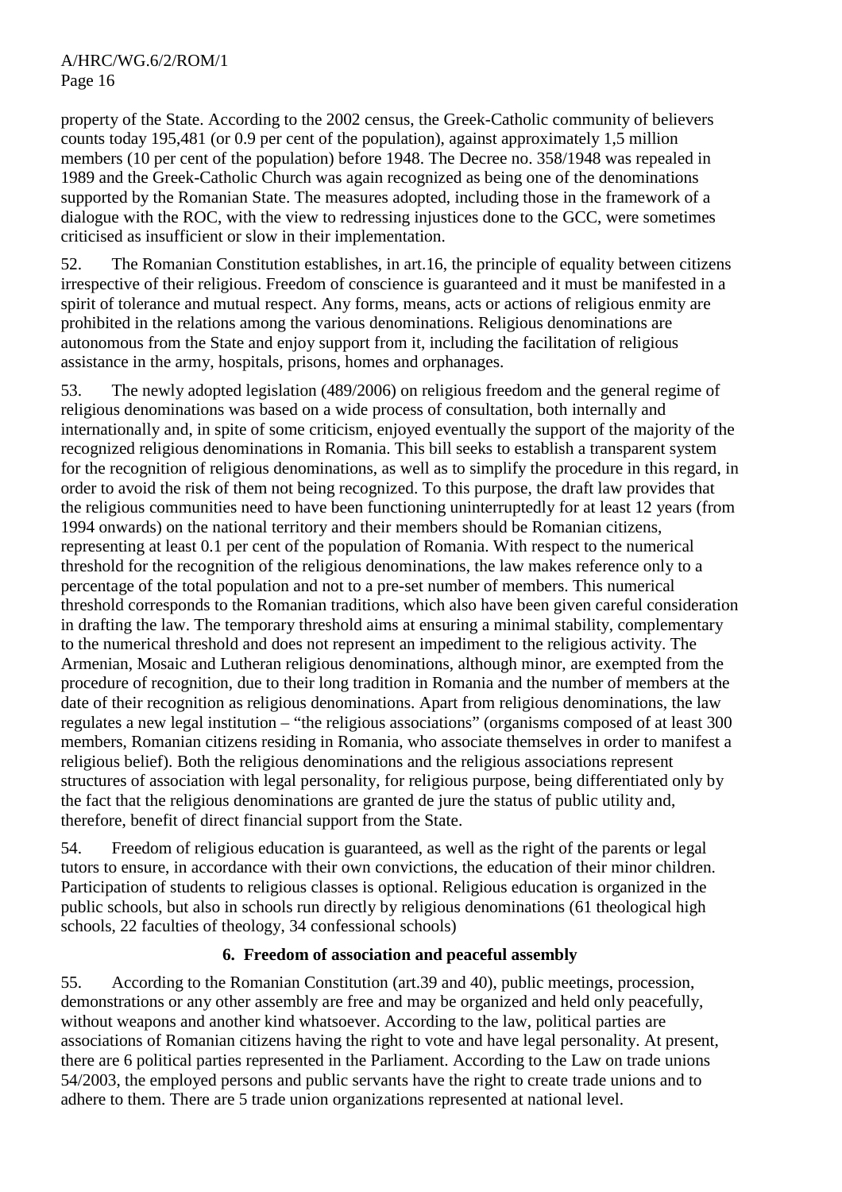property of the State. According to the 2002 census, the Greek-Catholic community of believers counts today 195,481 (or 0.9 per cent of the population), against approximately 1,5 million members (10 per cent of the population) before 1948. The Decree no. 358/1948 was repealed in 1989 and the Greek-Catholic Church was again recognized as being one of the denominations supported by the Romanian State. The measures adopted, including those in the framework of a dialogue with the ROC, with the view to redressing injustices done to the GCC, were sometimes criticised as insufficient or slow in their implementation.

52. The Romanian Constitution establishes, in art.16, the principle of equality between citizens irrespective of their religious. Freedom of conscience is guaranteed and it must be manifested in a spirit of tolerance and mutual respect. Any forms, means, acts or actions of religious enmity are prohibited in the relations among the various denominations. Religious denominations are autonomous from the State and enjoy support from it, including the facilitation of religious assistance in the army, hospitals, prisons, homes and orphanages.

53. The newly adopted legislation (489/2006) on religious freedom and the general regime of religious denominations was based on a wide process of consultation, both internally and internationally and, in spite of some criticism, enjoyed eventually the support of the majority of the recognized religious denominations in Romania. This bill seeks to establish a transparent system for the recognition of religious denominations, as well as to simplify the procedure in this regard, in order to avoid the risk of them not being recognized. To this purpose, the draft law provides that the religious communities need to have been functioning uninterruptedly for at least 12 years (from 1994 onwards) on the national territory and their members should be Romanian citizens, representing at least 0.1 per cent of the population of Romania. With respect to the numerical threshold for the recognition of the religious denominations, the law makes reference only to a percentage of the total population and not to a pre-set number of members. This numerical threshold corresponds to the Romanian traditions, which also have been given careful consideration in drafting the law. The temporary threshold aims at ensuring a minimal stability, complementary to the numerical threshold and does not represent an impediment to the religious activity. The Armenian, Mosaic and Lutheran religious denominations, although minor, are exempted from the procedure of recognition, due to their long tradition in Romania and the number of members at the date of their recognition as religious denominations. Apart from religious denominations, the law regulates a new legal institution – "the religious associations" (organisms composed of at least 300 members, Romanian citizens residing in Romania, who associate themselves in order to manifest a religious belief). Both the religious denominations and the religious associations represent structures of association with legal personality, for religious purpose, being differentiated only by the fact that the religious denominations are granted de jure the status of public utility and, therefore, benefit of direct financial support from the State.

54. Freedom of religious education is guaranteed, as well as the right of the parents or legal tutors to ensure, in accordance with their own convictions, the education of their minor children. Participation of students to religious classes is optional. Religious education is organized in the public schools, but also in schools run directly by religious denominations (61 theological high schools, 22 faculties of theology, 34 confessional schools)

### 6. Freedom of association and peaceful assembly

55. According to the Romanian Constitution (art.39 and 40), public meetings, procession, demonstrations or any other assembly are free and may be organized and held only peacefully, without weapons and another kind whatsoever. According to the law, political parties are associations of Romanian citizens having the right to vote and have legal personality. At present, there are 6 political parties represented in the Parliament. According to the Law on trade unions 54/2003, the employed persons and public servants have the right to create trade unions and to adhere to them. There are 5 trade union organizations represented at national level.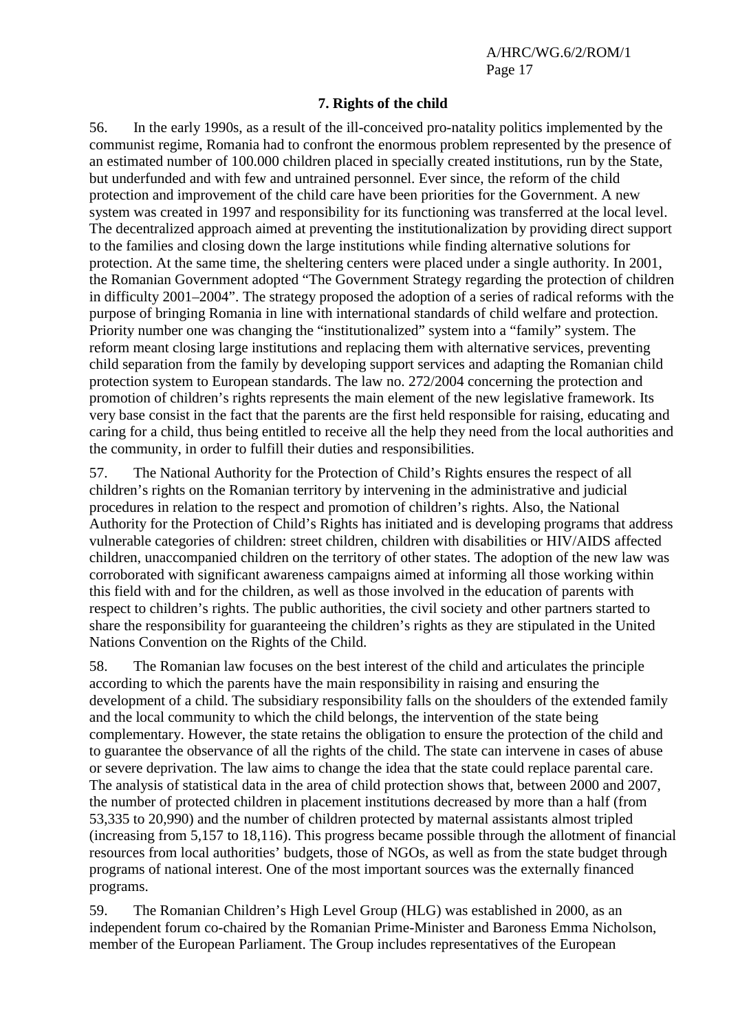### 7. Rights of the child

56. In the early 1990s, as a result of the ill-conceived pro-natality politics implemented by the communist regime, Romania had to confront the enormous problem represented by the presence of an estimated number of 100.000 children placed in specially created institutions, run by the State, but underfunded and with few and untrained personnel. Ever since, the reform of the child protection and improvement of the child care have been priorities for the Government. A new system was created in 1997 and responsibility for its functioning was transferred at the local level. The decentralized approach aimed at preventing the institutionalization by providing direct support to the families and closing down the large institutions while finding alternative solutions for protection. At the same time, the sheltering centers were placed under a single authority. In 2001, the Romanian Government adopted "The Government Strategy regarding the protection of children in difficulty 2001–2004". The strategy proposed the adoption of a series of radical reforms with the purpose of bringing Romania in line with international standards of child welfare and protection. Priority number one was changing the "institutionalized" system into a "family" system. The reform meant closing large institutions and replacing them with alternative services, preventing child separation from the family by developing support services and adapting the Romanian child protection system to European standards. The law no. 272/2004 concerning the protection and promotion of children's rights represents the main element of the new legislative framework. Its very base consist in the fact that the parents are the first held responsible for raising, educating and caring for a child, thus being entitled to receive all the help they need from the local authorities and the community, in order to fulfill their duties and responsibilities.

57. The National Authority for the Protection of Child's Rights ensures the respect of all children's rights on the Romanian territory by intervening in the administrative and judicial procedures in relation to the respect and promotion of children's rights. Also, the National Authority for the Protection of Child's Rights has initiated and is developing programs that address vulnerable categories of children: street children, children with disabilities or HIV/AIDS affected children, unaccompanied children on the territory of other states. The adoption of the new law was corroborated with significant awareness campaigns aimed at informing all those working within this field with and for the children, as well as those involved in the education of parents with respect to children's rights. The public authorities, the civil society and other partners started to share the responsibility for guaranteeing the children's rights as they are stipulated in the United Nations Convention on the Rights of the Child.

58. The Romanian law focuses on the best interest of the child and articulates the principle according to which the parents have the main responsibility in raising and ensuring the development of a child. The subsidiary responsibility falls on the shoulders of the extended family and the local community to which the child belongs, the intervention of the state being complementary. However, the state retains the obligation to ensure the protection of the child and to guarantee the observance of all the rights of the child. The state can intervene in cases of abuse or severe deprivation. The law aims to change the idea that the state could replace parental care. The analysis of statistical data in the area of child protection shows that, between 2000 and 2007, the number of protected children in placement institutions decreased by more than a half (from 53,335 to 20,990) and the number of children protected by maternal assistants almost tripled (increasing from 5,157 to 18,116). This progress became possible through the allotment of financial resources from local authorities' budgets, those of NGOs, as well as from the state budget through programs of national interest. One of the most important sources was the externally financed programs.

59. The Romanian Children's High Level Group (HLG) was established in 2000, as an independent forum co-chaired by the Romanian Prime-Minister and Baroness Emma Nicholson, member of the European Parliament. The Group includes representatives of the European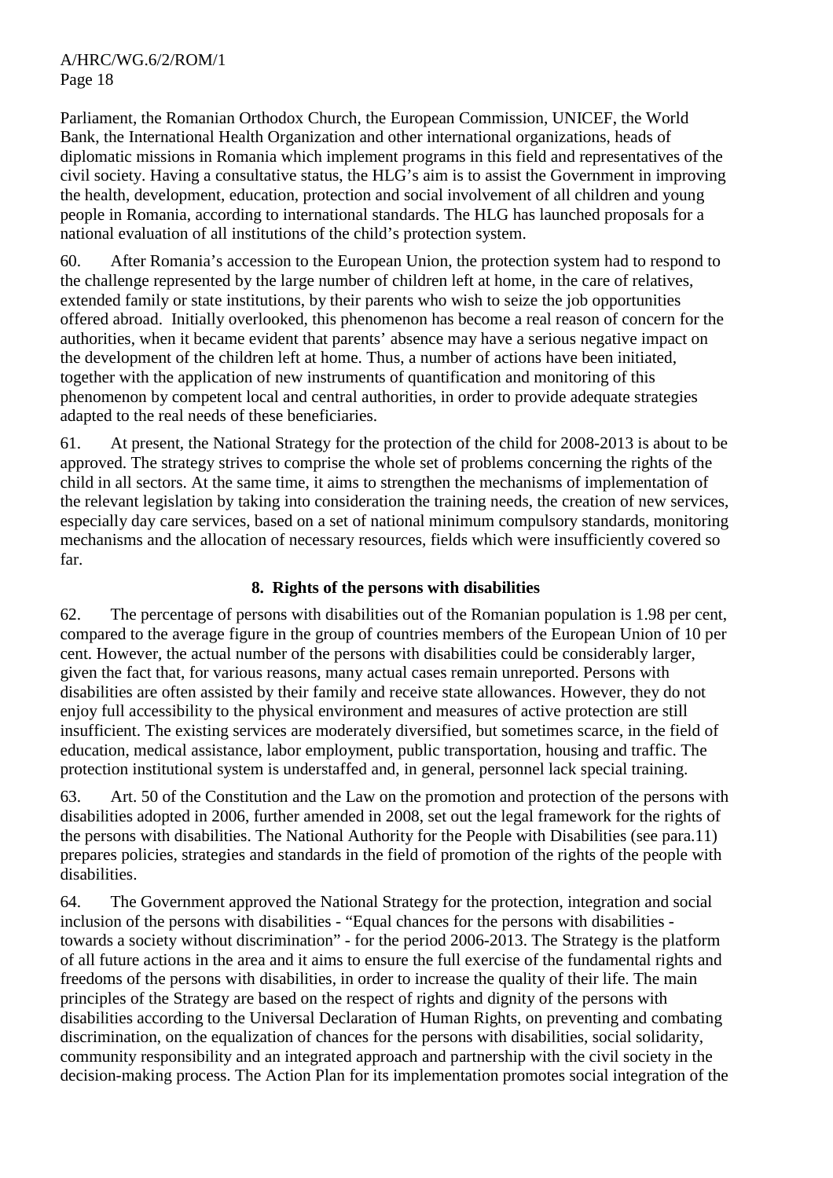Parliament, the Romanian Orthodox Church, the European Commission, UNICEF, the World Bank, the International Health Organization and other international organizations, heads of diplomatic missions in Romania which implement programs in this field and representatives of the civil society. Having a consultative status, the HLG's aim is to assist the Government in improving the health, development, education, protection and social involvement of all children and young people in Romania, according to international standards. The HLG has launched proposals for a national evaluation of all institutions of the child's protection system.

60. After Romania's accession to the European Union, the protection system had to respond to the challenge represented by the large number of children left at home, in the care of relatives, extended family or state institutions, by their parents who wish to seize the job opportunities offered abroad. Initially overlooked, this phenomenon has become a real reason of concern for the authorities, when it became evident that parents' absence may have a serious negative impact on the development of the children left at home. Thus, a number of actions have been initiated, together with the application of new instruments of quantification and monitoring of this phenomenon by competent local and central authorities, in order to provide adequate strategies adapted to the real needs of these beneficiaries.

61. At present, the National Strategy for the protection of the child for 2008-2013 is about to be approved. The strategy strives to comprise the whole set of problems concerning the rights of the child in all sectors. At the same time, it aims to strengthen the mechanisms of implementation of the relevant legislation by taking into consideration the training needs, the creation of new services, especially day care services, based on a set of national minimum compulsory standards, monitoring mechanisms and the allocation of necessary resources, fields which were insufficiently covered so far.

### 8. Rights of the persons with disabilities

62. The percentage of persons with disabilities out of the Romanian population is 1.98 per cent, compared to the average figure in the group of countries members of the European Union of 10 per cent. However, the actual number of the persons with disabilities could be considerably larger, given the fact that, for various reasons, many actual cases remain unreported. Persons with disabilities are often assisted by their family and receive state allowances. However, they do not enjoy full accessibility to the physical environment and measures of active protection are still insufficient. The existing services are moderately diversified, but sometimes scarce, in the field of education, medical assistance, labor employment, public transportation, housing and traffic. The protection institutional system is understaffed and, in general, personnel lack special training.

63. Art. 50 of the Constitution and the Law on the promotion and protection of the persons with disabilities adopted in 2006, further amended in 2008, set out the legal framework for the rights of the persons with disabilities. The National Authority for the People with Disabilities (see para.11) prepares policies, strategies and standards in the field of promotion of the rights of the people with disabilities.

64. The Government approved the National Strategy for the protection, integration and social inclusion of the persons with disabilities - "Equal chances for the persons with disabilities - towards a society without discrimination" - for the period 2006-2013. The Strategy is the platform of all future actions in the area and it aims to ensure the full exercise of the fundamental rights and freedoms of the persons with disabilities, in order to increase the quality of their life. The main principles of the Strategy are based on the respect of rights and dignity of the persons with disabilities according to the Universal Declaration of Human Rights, on preventing and combating discrimination, on the equalization of chances for the persons with disabilities, social solidarity, community responsibility and an integrated approach and partnership with the civil society in the decision-making process. The Action Plan for its implementation promotes social integration of the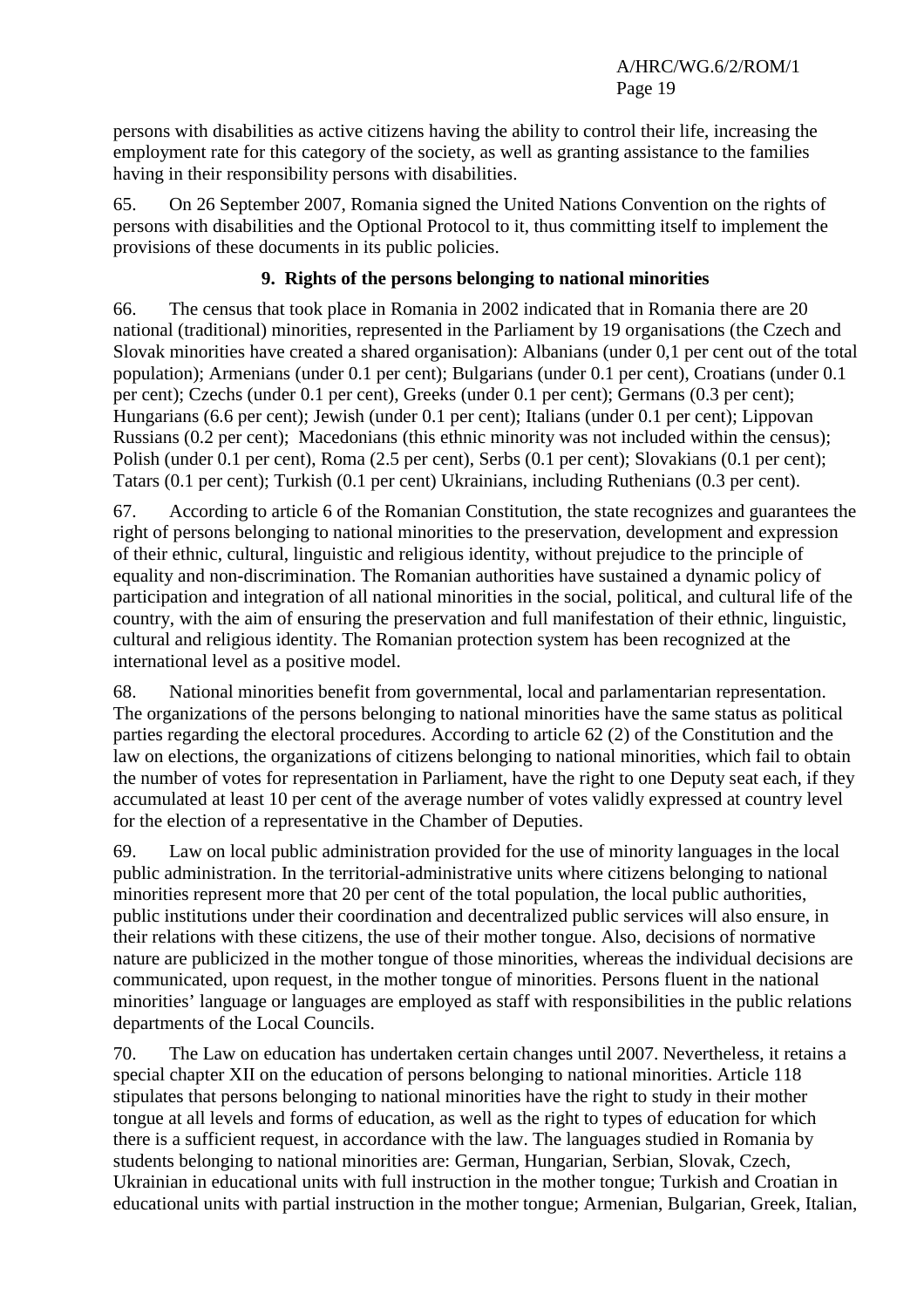persons with disabilities as active citizens having the ability to control their life, increasing the employment rate for this category of the society, as well as granting assistance to the families having in their responsibility persons with disabilities.

65. On 26 September 2007, Romania signed the United Nations Convention on the rights of persons with disabilities and the Optional Protocol to it, thus committing itself to implement the provisions of these documents in its public policies.

### 9. Rights of the persons belonging to national minorities

66. The census that took place in Romania in 2002 indicated that in Romania there are 20 national (traditional) minorities, represented in the Parliament by 19 organisations (the Czech and Slovak minorities have created a shared organisation): Albanians (under 0,1 per cent out of the total population); Armenians (under 0.1 per cent); Bulgarians (under 0.1 per cent), Croatians (under 0.1 per cent); Czechs (under 0.1 per cent), Greeks (under 0.1 per cent); Germans (0.3 per cent); Hungarians (6.6 per cent); Jewish (under 0.1 per cent); Italians (under 0.1 per cent); Lippovan Russians (0.2 per cent); Macedonians (this ethnic minority was not included within the census); Polish (under 0.1 per cent), Roma (2.5 per cent), Serbs (0.1 per cent); Slovakians (0.1 per cent); Tatars (0.1 per cent); Turkish (0.1 per cent) Ukrainians, including Ruthenians (0.3 per cent).

67. According to article 6 of the Romanian Constitution, the state recognizes and guarantees the right of persons belonging to national minorities to the preservation, development and expression of their ethnic, cultural, linguistic and religious identity, without prejudice to the principle of equality and non-discrimination. The Romanian authorities have sustained a dynamic policy of participation and integration of all national minorities in the social, political, and cultural life of the country, with the aim of ensuring the preservation and full manifestation of their ethnic, linguistic, cultural and religious identity. The Romanian protection system has been recognized at the international level as a positive model.

68. National minorities benefit from governmental, local and parlamentarian representation. The organizations of the persons belonging to national minorities have the same status as political parties regarding the electoral procedures. According to article 62 (2) of the Constitution and the law on elections, the organizations of citizens belonging to national minorities, which fail to obtain the number of votes for representation in Parliament, have the right to one Deputy seat each, if they accumulated at least 10 per cent of the average number of votes validly expressed at country level for the election of a representative in the Chamber of Deputies.

69. Law on local public administration provided for the use of minority languages in the local public administration. In the territorial-administrative units where citizens belonging to national minorities represent more that 20 per cent of the total population, the local public authorities, public institutions under their coordination and decentralized public services will also ensure, in their relations with these citizens, the use of their mother tongue. Also, decisions of normative nature are publicized in the mother tongue of those minorities, whereas the individual decisions are communicated, upon request, in the mother tongue of minorities. Persons fluent in the national minorities' language or languages are employed as staff with responsibilities in the public relations departments of the Local Councils.

70. The Law on education has undertaken certain changes until 2007. Nevertheless, it retains a special chapter XII on the education of persons belonging to national minorities. Article 118 stipulates that persons belonging to national minorities have the right to study in their mother tongue at all levels and forms of education, as well as the right to types of education for which there is a sufficient request, in accordance with the law. The languages studied in Romania by students belonging to national minorities are: German, Hungarian, Serbian, Slovak, Czech, Ukrainian in educational units with full instruction in the mother tongue; Turkish and Croatian in educational units with partial instruction in the mother tongue; Armenian, Bulgarian, Greek, Italian,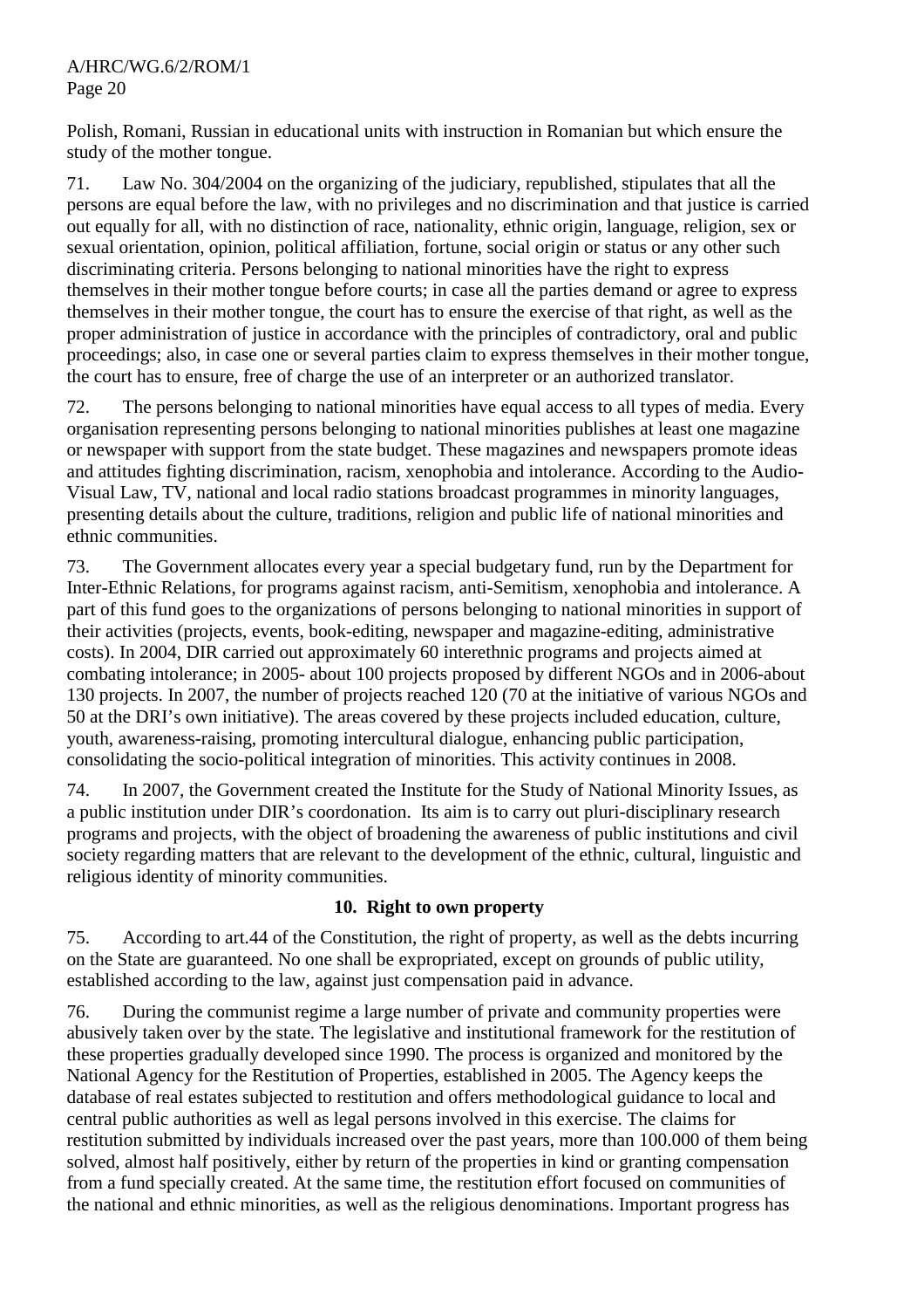Polish, Romani, Russian in educational units with instruction in Romanian but which ensure the study of the mother tongue.

71. Law No. 304/2004 on the organizing of the judiciary, republished, stipulates that all the persons are equal before the law, with no privileges and no discrimination and that justice is carried out equally for all, with no distinction of race, nationality, ethnic origin, language, religion, sex or sexual orientation, opinion, political affiliation, fortune, social origin or status or any other such discriminating criteria. Persons belonging to national minorities have the right to express themselves in their mother tongue before courts; in case all the parties demand or agree to express themselves in their mother tongue, the court has to ensure the exercise of that right, as well as the proper administration of justice in accordance with the principles of contradictory, oral and public proceedings; also, in case one or several parties claim to express themselves in their mother tongue, the court has to ensure, free of charge the use of an interpreter or an authorized translator.

72. The persons belonging to national minorities have equal access to all types of media. Every organisation representing persons belonging to national minorities publishes at least one magazine or newspaper with support from the state budget. These magazines and newspapers promote ideas and attitudes fighting discrimination, racism, xenophobia and intolerance. According to the Audio-Visual Law, TV, national and local radio stations broadcast programmes in minority languages, presenting details about the culture, traditions, religion and public life of national minorities and ethnic communities.

73. The Government allocates every year a special budgetary fund, run by the Department for Inter-Ethnic Relations, for programs against racism, anti-Semitism, xenophobia and intolerance. A part of this fund goes to the organizations of persons belonging to national minorities in support of their activities (projects, events, book-editing, newspaper and magazine-editing, administrative costs). In 2004, DIR carried out approximately 60 interethnic programs and projects aimed at combating intolerance; in 2005- about 100 projects proposed by different NGOs and in 2006-about 130 projects. In 2007, the number of projects reached 120 (70 at the initiative of various NGOs and 50 at the DRI's own initiative). The areas covered by these projects included education, culture, youth, awareness-raising, promoting intercultural dialogue, enhancing public participation, consolidating the socio-political integration of minorities. This activity continues in 2008.

74. In 2007, the Government created the Institute for the Study of National Minority Issues, as a public institution under DIR's coordonation. Its aim is to carry out pluri-disciplinary research programs and projects, with the object of broadening the awareness of public institutions and civil society regarding matters that are relevant to the development of the ethnic, cultural, linguistic and religious identity of minority communities.

### 10. Right to own property

75. According to art.44 of the Constitution, the right of property, as well as the debts incurring on the State are guaranteed. No one shall be expropriated, except on grounds of public utility, established according to the law, against just compensation paid in advance.

76. During the communist regime a large number of private and community properties were abusively taken over by the state. The legislative and institutional framework for the restitution of these properties gradually developed since 1990. The process is organized and monitored by the National Agency for the Restitution of Properties, established in 2005. The Agency keeps the database of real estates subjected to restitution and offers methodological guidance to local and central public authorities as well as legal persons involved in this exercise. The claims for restitution submitted by individuals increased over the past years, more than 100.000 of them being solved, almost half positively, either by return of the properties in kind or granting compensation from a fund specially created. At the same time, the restitution effort focused on communities of the national and ethnic minorities, as well as the religious denominations. Important progress has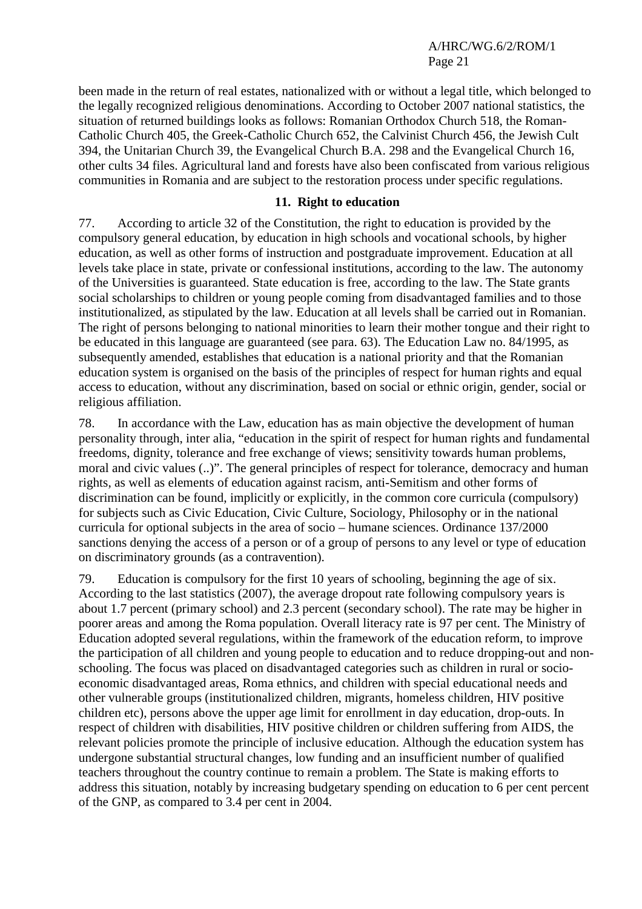been made in the return of real estates, nationalized with or without a legal title, which belonged to the legally recognized religious denominations. According to October 2007 national statistics, the situation of returned buildings looks as follows: Romanian Orthodox Church 518, the Roman-Catholic Church 405, the Greek-Catholic Church 652, the Calvinist Church 456, the Jewish Cult 394, the Unitarian Church 39, the Evangelical Church B.A. 298 and the Evangelical Church 16, other cults 34 files. Agricultural land and forests have also been confiscated from various religious communities in Romania and are subject to the restoration process under specific regulations.

### 11. Right to education

77. According to article 32 of the Constitution, the right to education is provided by the compulsory general education, by education in high schools and vocational schools, by higher education, as well as other forms of instruction and postgraduate improvement. Education at all levels take place in state, private or confessional institutions, according to the law. The autonomy of the Universities is guaranteed. State education is free, according to the law. The State grants social scholarships to children or young people coming from disadvantaged families and to those institutionalized, as stipulated by the law. Education at all levels shall be carried out in Romanian. The right of persons belonging to national minorities to learn their mother tongue and their right to be educated in this language are guaranteed (see para. 63). The Education Law no. 84/1995, as subsequently amended, establishes that education is a national priority and that the Romanian education system is organised on the basis of the principles of respect for human rights and equal access to education, without any discrimination, based on social or ethnic origin, gender, social or religious affiliation.

78. In accordance with the Law, education has as main objective the development of human personality through, inter alia, "education in the spirit of respect for human rights and fundamental freedoms, dignity, tolerance and free exchange of views; sensitivity towards human problems, moral and civic values (..)". The general principles of respect for tolerance, democracy and human rights, as well as elements of education against racism, anti-Semitism and other forms of discrimination can be found, implicitly or explicitly, in the common core curricula (compulsory) for subjects such as Civic Education, Civic Culture, Sociology, Philosophy or in the national curricula for optional subjects in the area of socio – humane sciences. Ordinance 137/2000 sanctions denying the access of a person or of a group of persons to any level or type of education on discriminatory grounds (as a contravention).

79. Education is compulsory for the first 10 years of schooling, beginning the age of six. According to the last statistics (2007), the average dropout rate following compulsory years is about 1.7 percent (primary school) and 2.3 percent (secondary school). The rate may be higher in poorer areas and among the Roma population. Overall literacy rate is 97 per cent. The Ministry of Education adopted several regulations, within the framework of the education reform, to improve the participation of all children and young people to education and to reduce dropping-out and non-schooling. The focus was placed on disadvantaged categories such as children in rural or socio-economic disadvantaged areas, Roma ethnics, and children with special educational needs and other vulnerable groups (institutionalized children, migrants, homeless children, HIV positive children etc), persons above the upper age limit for enrollment in day education, drop-outs. In respect of children with disabilities, HIV positive children or children suffering from AIDS, the relevant policies promote the principle of inclusive education. Although the education system has undergone substantial structural changes, low funding and an insufficient number of qualified teachers throughout the country continue to remain a problem. The State is making efforts to address this situation, notably by increasing budgetary spending on education to 6 per cent percent of the GNP, as compared to 3.4 per cent in 2004.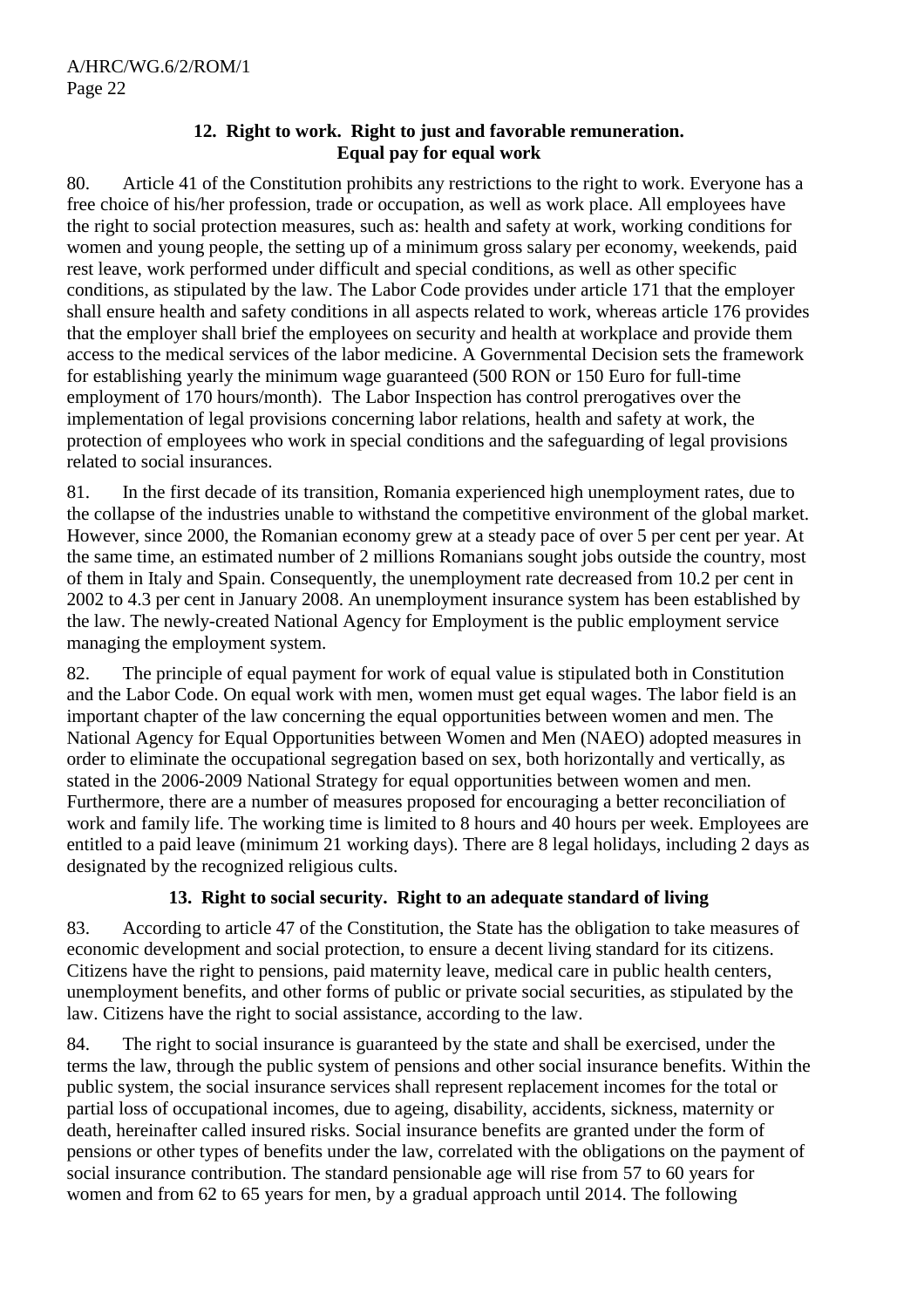## 12. Right to work. Right to just and favorable remuneration. Equal pay for equal work

80. Article 41 of the Constitution prohibits any restrictions to the right to work. Everyone has a free choice of his/her profession, trade or occupation, as well as work place. All employees have the right to social protection measures, such as: health and safety at work, working conditions for women and young people, the setting up of a minimum gross salary per economy, weekends, paid rest leave, work performed under difficult and special conditions, as well as other specific conditions, as stipulated by the law. The Labor Code provides under article 171 that the employer shall ensure health and safety conditions in all aspects related to work, whereas article 176 provides that the employer shall brief the employees on security and health at workplace and provide them access to the medical services of the labor medicine. A Governmental Decision sets the framework for establishing yearly the minimum wage guaranteed (500 RON or 150 Euro for full-time employment of 170 hours/month). The Labor Inspection has control prerogatives over the implementation of legal provisions concerning labor relations, health and safety at work, the protection of employees who work in special conditions and the safeguarding of legal provisions related to social insurances.

81. In the first decade of its transition, Romania experienced high unemployment rates, due to the collapse of the industries unable to withstand the competitive environment of the global market. However, since 2000, the Romanian economy grew at a steady pace of over 5 per cent per year. At the same time, an estimated number of 2 millions Romanians sought jobs outside the country, most of them in Italy and Spain. Consequently, the unemployment rate decreased from 10.2 per cent in 2002 to 4.3 per cent in January 2008. An unemployment insurance system has been established by the law. The newly-created National Agency for Employment is the public employment service managing the employment system.

82. The principle of equal payment for work of equal value is stipulated both in Constitution and the Labor Code. On equal work with men, women must get equal wages. The labor field is an important chapter of the law concerning the equal opportunities between women and men. The National Agency for Equal Opportunities between Women and Men (NAEO) adopted measures in order to eliminate the occupational segregation based on sex, both horizontally and vertically, as stated in the 2006-2009 National Strategy for equal opportunities between women and men. Furthermore, there are a number of measures proposed for encouraging a better reconciliation of work and family life. The working time is limited to 8 hours and 40 hours per week. Employees are entitled to a paid leave (minimum 21 working days). There are 8 legal holidays, including 2 days as designated by the recognized religious cults.

## 13. Right to social security. Right to an adequate standard of living

83. According to article 47 of the Constitution, the State has the obligation to take measures of economic development and social protection, to ensure a decent living standard for its citizens. Citizens have the right to pensions, paid maternity leave, medical care in public health centers, unemployment benefits, and other forms of public or private social securities, as stipulated by the law. Citizens have the right to social assistance, according to the law.

84. The right to social insurance is guaranteed by the state and shall be exercised, under the terms the law, through the public system of pensions and other social insurance benefits. Within the public system, the social insurance services shall represent replacement incomes for the total or partial loss of occupational incomes, due to ageing, disability, accidents, sickness, maternity or death, hereinafter called insured risks. Social insurance benefits are granted under the form of pensions or other types of benefits under the law, correlated with the obligations on the payment of social insurance contribution. The standard pensionable age will rise from 57 to 60 years for women and from 62 to 65 years for men, by a gradual approach until 2014. The following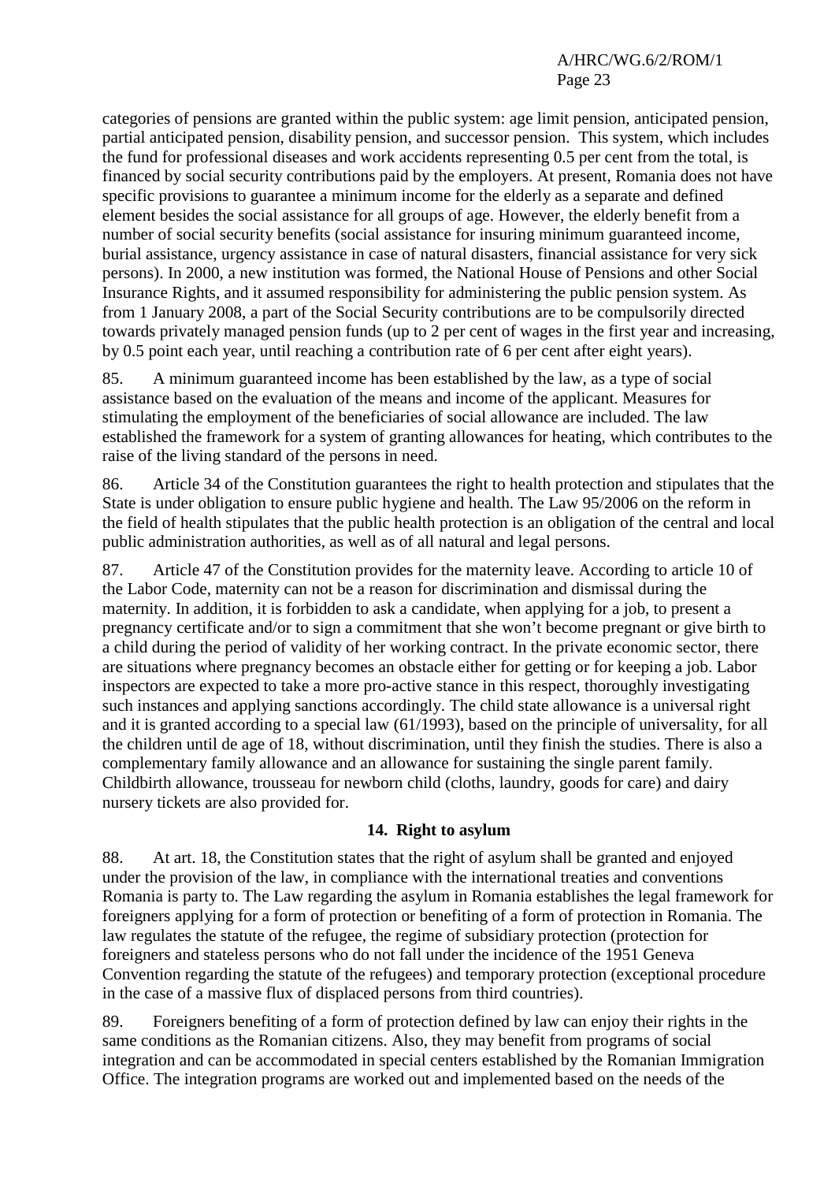categories of pensions are granted within the public system: age limit pension, anticipated pension, partial anticipated pension, disability pension, and successor pension. This system, which includes the fund for professional diseases and work accidents representing 0.5 per cent from the total, is financed by social security contributions paid by the employers. At present, Romania does not have specific provisions to guarantee a minimum income for the elderly as a separate and defined element besides the social assistance for all groups of age. However, the elderly benefit from a number of social security benefits (social assistance for insuring minimum guaranteed income, burial assistance, urgency assistance in case of natural disasters, financial assistance for very sick persons). In 2000, a new institution was formed, the National House of Pensions and other Social Insurance Rights, and it assumed responsibility for administering the public pension system. As from 1 January 2008, a part of the Social Security contributions are to be compulsorily directed towards privately managed pension funds (up to 2 per cent of wages in the first year and increasing, by 0.5 point each year, until reaching a contribution rate of 6 per cent after eight years).

85. A minimum guaranteed income has been established by the law, as a type of social assistance based on the evaluation of the means and income of the applicant. Measures for stimulating the employment of the beneficiaries of social allowance are included. The law established the framework for a system of granting allowances for heating, which contributes to the raise of the living standard of the persons in need.

86. Article 34 of the Constitution guarantees the right to health protection and stipulates that the State is under obligation to ensure public hygiene and health. The Law 95/2006 on the reform in the field of health stipulates that the public health protection is an obligation of the central and local public administration authorities, as well as of all natural and legal persons.

87. Article 47 of the Constitution provides for the maternity leave. According to article 10 of the Labor Code, maternity can not be a reason for discrimination and dismissal during the maternity. In addition, it is forbidden to ask a candidate, when applying for a job, to present a pregnancy certificate and/or to sign a commitment that she won't become pregnant or give birth to a child during the period of validity of her working contract. In the private economic sector, there are situations where pregnancy becomes an obstacle either for getting or for keeping a job. Labor inspectors are expected to take a more pro-active stance in this respect, thoroughly investigating such instances and applying sanctions accordingly. The child state allowance is a universal right and it is granted according to a special law (61/1993), based on the principle of universality, for all the children until de age of 18, without discrimination, until they finish the studies. There is also a complementary family allowance and an allowance for sustaining the single parent family. Childbirth allowance, trousseau for newborn child (cloths, laundry, goods for care) and dairy nursery tickets are also provided for.

### 14. Right to asylum

88. At art. 18, the Constitution states that the right of asylum shall be granted and enjoyed under the provision of the law, in compliance with the international treaties and conventions Romania is party to. The Law regarding the asylum in Romania establishes the legal framework for foreigners applying for a form of protection or benefiting of a form of protection in Romania. The law regulates the statute of the refugee, the regime of subsidiary protection (protection for foreigners and stateless persons who do not fall under the incidence of the 1951 Geneva Convention regarding the statute of the refugees) and temporary protection (exceptional procedure in the case of a massive flux of displaced persons from third countries).

89. Foreigners benefiting of a form of protection defined by law can enjoy their rights in the same conditions as the Romanian citizens. Also, they may benefit from programs of social integration and can be accommodated in special centers established by the Romanian Immigration Office. The integration programs are worked out and implemented based on the needs of the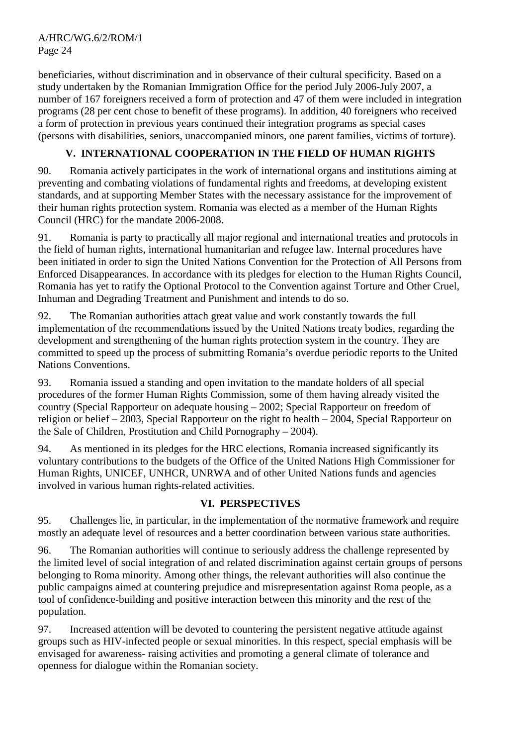beneficiaries, without discrimination and in observance of their cultural specificity. Based on a study undertaken by the Romanian Immigration Office for the period July 2006-July 2007, a number of 167 foreigners received a form of protection and 47 of them were included in integration programs (28 per cent chose to benefit of these programs). In addition, 40 foreigners who received a form of protection in previous years continued their integration programs as special cases (persons with disabilities, seniors, unaccompanied minors, one parent families, victims of torture).

## V. INTERNATIONAL COOPERATION IN THE FIELD OF HUMAN RIGHTS

90. Romania actively participates in the work of international organs and institutions aiming at preventing and combating violations of fundamental rights and freedoms, at developing existent standards, and at supporting Member States with the necessary assistance for the improvement of their human rights protection system. Romania was elected as a member of the Human Rights Council (HRC) for the mandate 2006-2008.

91. Romania is party to practically all major regional and international treaties and protocols in the field of human rights, international humanitarian and refugee law. Internal procedures have been initiated in order to sign the United Nations Convention for the Protection of All Persons from Enforced Disappearances. In accordance with its pledges for election to the Human Rights Council, Romania has yet to ratify the Optional Protocol to the Convention against Torture and Other Cruel, Inhuman and Degrading Treatment and Punishment and intends to do so.

92. The Romanian authorities attach great value and work constantly towards the full implementation of the recommendations issued by the United Nations treaty bodies, regarding the development and strengthening of the human rights protection system in the country. They are committed to speed up the process of submitting Romania's overdue periodic reports to the United Nations Conventions.

93. Romania issued a standing and open invitation to the mandate holders of all special procedures of the former Human Rights Commission, some of them having already visited the country (Special Rapporteur on adequate housing – 2002; Special Rapporteur on freedom of religion or belief – 2003, Special Rapporteur on the right to health – 2004, Special Rapporteur on the Sale of Children, Prostitution and Child Pornography – 2004).

94. As mentioned in its pledges for the HRC elections, Romania increased significantly its voluntary contributions to the budgets of the Office of the United Nations High Commissioner for Human Rights, UNICEF, UNHCR, UNRWA and of other United Nations funds and agencies involved in various human rights-related activities.

## VI. PERSPECTIVES

95. Challenges lie, in particular, in the implementation of the normative framework and require mostly an adequate level of resources and a better coordination between various state authorities.

96. The Romanian authorities will continue to seriously address the challenge represented by the limited level of social integration of and related discrimination against certain groups of persons belonging to Roma minority. Among other things, the relevant authorities will also continue the public campaigns aimed at countering prejudice and misrepresentation against Roma people, as a tool of confidence-building and positive interaction between this minority and the rest of the population.

97. Increased attention will be devoted to countering the persistent negative attitude against groups such as HIV-infected people or sexual minorities. In this respect, special emphasis will be envisaged for awareness- raising activities and promoting a general climate of tolerance and openness for dialogue within the Romanian society.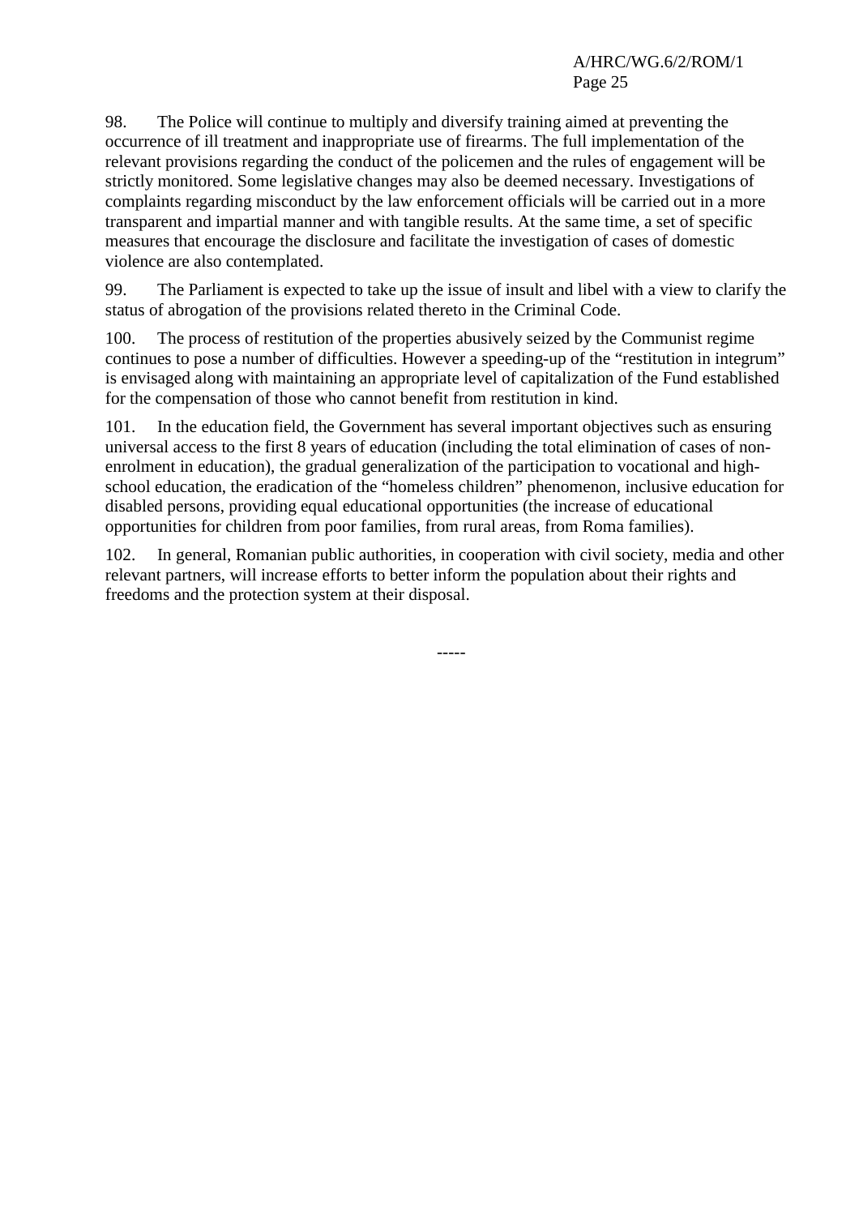98. The Police will continue to multiply and diversify training aimed at preventing the occurrence of ill treatment and inappropriate use of firearms. The full implementation of the relevant provisions regarding the conduct of the policemen and the rules of engagement will be strictly monitored. Some legislative changes may also be deemed necessary. Investigations of complaints regarding misconduct by the law enforcement officials will be carried out in a more transparent and impartial manner and with tangible results. At the same time, a set of specific measures that encourage the disclosure and facilitate the investigation of cases of domestic violence are also contemplated.

99. The Parliament is expected to take up the issue of insult and libel with a view to clarify the status of abrogation of the provisions related thereto in the Criminal Code.

100. The process of restitution of the properties abusively seized by the Communist regime continues to pose a number of difficulties. However a speeding-up of the “restitution in integrum” is envisaged along with maintaining an appropriate level of capitalization of the Fund established for the compensation of those who cannot benefit from restitution in kind.

101. In the education field, the Government has several important objectives such as ensuring universal access to the first 8 years of education (including the total elimination of cases of non-enrolment in education), the gradual generalization of the participation to vocational and high-school education, the eradication of the “homeless children” phenomenon, inclusive education for disabled persons, providing equal educational opportunities (the increase of educational opportunities for children from poor families, from rural areas, from Roma families).

102. In general, Romanian public authorities, in cooperation with civil society, media and other relevant partners, will increase efforts to better inform the population about their rights and freedoms and the protection system at their disposal.

-----